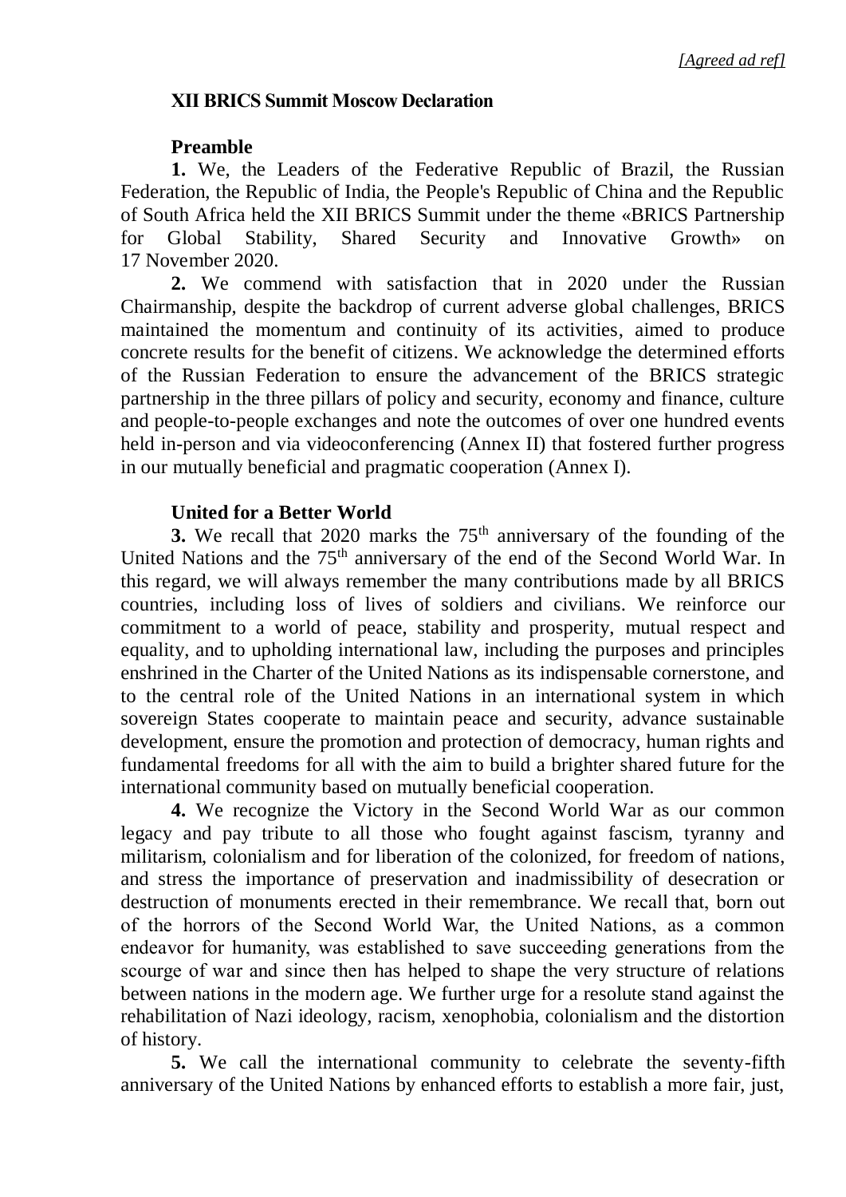*[Agreed ad ref]*

# XII BRICS Summit Moscow Declaration

## Preamble

**1.** We, the Leaders of the Federative Republic of Brazil, the Russian Federation, the Republic of India, the People's Republic of China and the Republic of South Africa held the XII BRICS Summit under the theme «BRICS Partnership for Global Stability, Shared Security and Innovative Growth» on 17 November 2020.

**2.** We commend with satisfaction that in 2020 under the Russian Chairmanship, despite the backdrop of current adverse global challenges, BRICS maintained the momentum and continuity of its activities, aimed to produce concrete results for the benefit of citizens. We acknowledge the determined efforts of the Russian Federation to ensure the advancement of the BRICS strategic partnership in the three pillars of policy and security, economy and finance, culture and people-to-people exchanges and note the outcomes of over one hundred events held in-person and via videoconferencing (Annex II) that fostered further progress in our mutually beneficial and pragmatic cooperation (Annex I).

## United for a Better World

**3.** We recall that 2020 marks the 75th anniversary of the founding of the United Nations and the 75th anniversary of the end of the Second World War. In this regard, we will always remember the many contributions made by all BRICS countries, including loss of lives of soldiers and civilians. We reinforce our commitment to a world of peace, stability and prosperity, mutual respect and equality, and to upholding international law, including the purposes and principles enshrined in the Charter of the United Nations as its indispensable cornerstone, and to the central role of the United Nations in an international system in which sovereign States cooperate to maintain peace and security, advance sustainable development, ensure the promotion and protection of democracy, human rights and fundamental freedoms for all with the aim to build a brighter shared future for the international community based on mutually beneficial cooperation.

**4.** We recognize the Victory in the Second World War as our common legacy and pay tribute to all those who fought against fascism, tyranny and militarism, colonialism and for liberation of the colonized, for freedom of nations, and stress the importance of preservation and inadmissibility of desecration or destruction of monuments erected in their remembrance. We recall that, born out of the horrors of the Second World War, the United Nations, as a common endeavor for humanity, was established to save succeeding generations from the scourge of war and since then has helped to shape the very structure of relations between nations in the modern age. We further urge for a resolute stand against the rehabilitation of Nazi ideology, racism, xenophobia, colonialism and the distortion of history.

**5.** We call the international community to celebrate the seventy-fifth anniversary of the United Nations by enhanced efforts to establish a more fair, just,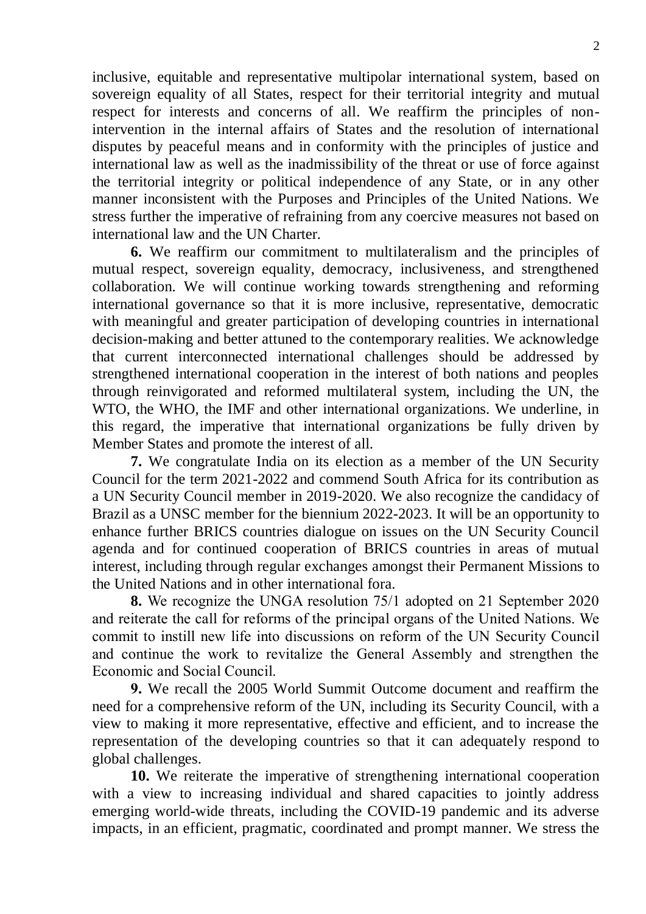inclusive, equitable and representative multipolar international system, based on sovereign equality of all States, respect for their territorial integrity and mutual respect for interests and concerns of all. We reaffirm the principles of non-intervention in the internal affairs of States and the resolution of international disputes by peaceful means and in conformity with the principles of justice and international law as well as the inadmissibility of the threat or use of force against the territorial integrity or political independence of any State, or in any other manner inconsistent with the Purposes and Principles of the United Nations. We stress further the imperative of refraining from any coercive measures not based on international law and the UN Charter.

**6.** We reaffirm our commitment to multilateralism and the principles of mutual respect, sovereign equality, democracy, inclusiveness, and strengthened collaboration. We will continue working towards strengthening and reforming international governance so that it is more inclusive, representative, democratic with meaningful and greater participation of developing countries in international decision-making and better attuned to the contemporary realities. We acknowledge that current interconnected international challenges should be addressed by strengthened international cooperation in the interest of both nations and peoples through reinvigorated and reformed multilateral system, including the UN, the WTO, the WHO, the IMF and other international organizations. We underline, in this regard, the imperative that international organizations be fully driven by Member States and promote the interest of all.

**7.** We congratulate India on its election as a member of the UN Security Council for the term 2021-2022 and commend South Africa for its contribution as a UN Security Council member in 2019-2020. We also recognize the candidacy of Brazil as a UNSC member for the biennium 2022-2023. It will be an opportunity to enhance further BRICS countries dialogue on issues on the UN Security Council agenda and for continued cooperation of BRICS countries in areas of mutual interest, including through regular exchanges amongst their Permanent Missions to the United Nations and in other international fora.

**8.** We recognize the UNGA resolution 75/1 adopted on 21 September 2020 and reiterate the call for reforms of the principal organs of the United Nations. We commit to instill new life into discussions on reform of the UN Security Council and continue the work to revitalize the General Assembly and strengthen the Economic and Social Council.

**9.** We recall the 2005 World Summit Outcome document and reaffirm the need for a comprehensive reform of the UN, including its Security Council, with a view to making it more representative, effective and efficient, and to increase the representation of the developing countries so that it can adequately respond to global challenges.

**10.** We reiterate the imperative of strengthening international cooperation with a view to increasing individual and shared capacities to jointly address emerging world-wide threats, including the COVID-19 pandemic and its adverse impacts, in an efficient, pragmatic, coordinated and prompt manner. We stress the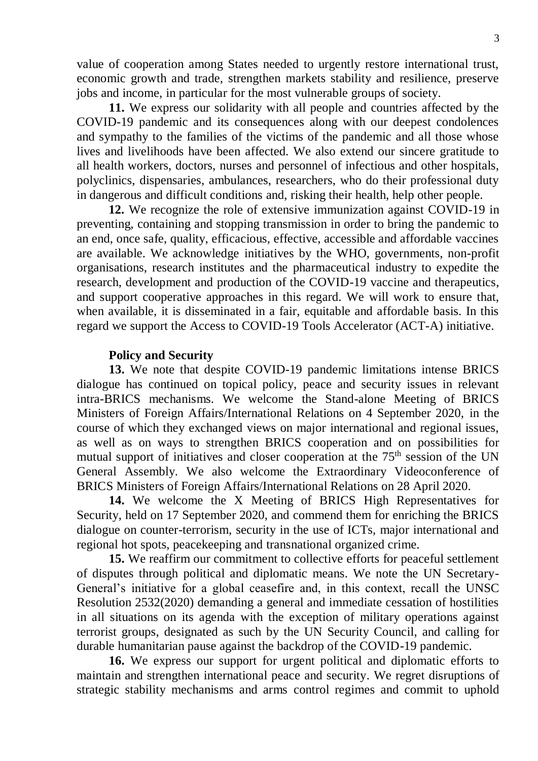value of cooperation among States needed to urgently restore international trust, economic growth and trade, strengthen markets stability and resilience, preserve jobs and income, in particular for the most vulnerable groups of society.

**11.** We express our solidarity with all people and countries affected by the COVID-19 pandemic and its consequences along with our deepest condolences and sympathy to the families of the victims of the pandemic and all those whose lives and livelihoods have been affected. We also extend our sincere gratitude to all health workers, doctors, nurses and personnel of infectious and other hospitals, polyclinics, dispensaries, ambulances, researchers, who do their professional duty in dangerous and difficult conditions and, risking their health, help other people.

**12.** We recognize the role of extensive immunization against COVID-19 in preventing, containing and stopping transmission in order to bring the pandemic to an end, once safe, quality, efficacious, effective, accessible and affordable vaccines are available. We acknowledge initiatives by the WHO, governments, non-profit organisations, research institutes and the pharmaceutical industry to expedite the research, development and production of the COVID-19 vaccine and therapeutics, and support cooperative approaches in this regard. We will work to ensure that, when available, it is disseminated in a fair, equitable and affordable basis. In this regard we support the Access to COVID-19 Tools Accelerator (ACT-A) initiative.

**Policy and Security**

**13.** We note that despite COVID-19 pandemic limitations intense BRICS dialogue has continued on topical policy, peace and security issues in relevant intra-BRICS mechanisms. We welcome the Stand-alone Meeting of BRICS Ministers of Foreign Affairs/International Relations on 4 September 2020, in the course of which they exchanged views on major international and regional issues, as well as on ways to strengthen BRICS cooperation and on possibilities for mutual support of initiatives and closer cooperation at the 75th session of the UN General Assembly. We also welcome the Extraordinary Videoconference of BRICS Ministers of Foreign Affairs/International Relations on 28 April 2020.

**14.** We welcome the X Meeting of BRICS High Representatives for Security, held on 17 September 2020, and commend them for enriching the BRICS dialogue on counter-terrorism, security in the use of ICTs, major international and regional hot spots, peacekeeping and transnational organized crime.

**15.** We reaffirm our commitment to collective efforts for peaceful settlement of disputes through political and diplomatic means. We note the UN Secretary-General's initiative for a global ceasefire and, in this context, recall the UNSC Resolution 2532(2020) demanding a general and immediate cessation of hostilities in all situations on its agenda with the exception of military operations against terrorist groups, designated as such by the UN Security Council, and calling for durable humanitarian pause against the backdrop of the COVID-19 pandemic.

**16.** We express our support for urgent political and diplomatic efforts to maintain and strengthen international peace and security. We regret disruptions of strategic stability mechanisms and arms control regimes and commit to uphold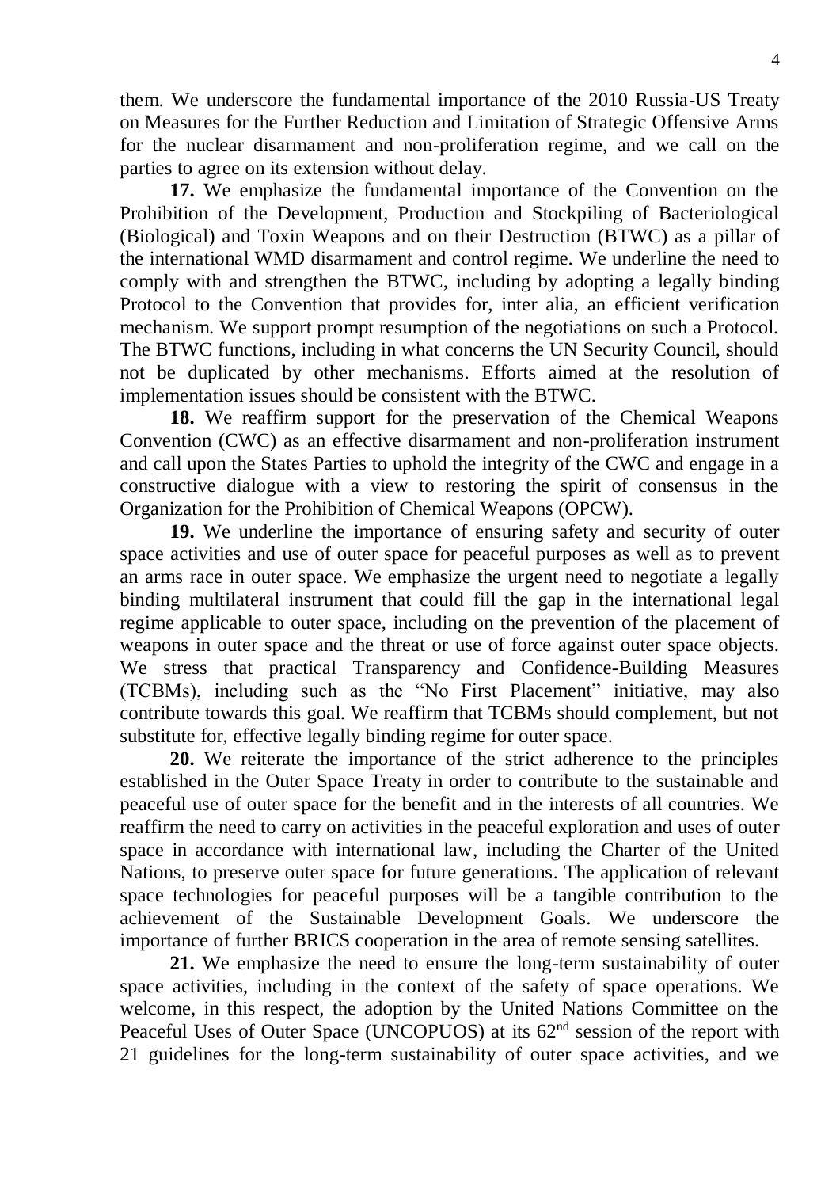them. We underscore the fundamental importance of the 2010 Russia-US Treaty on Measures for the Further Reduction and Limitation of Strategic Offensive Arms for the nuclear disarmament and non-proliferation regime, and we call on the parties to agree on its extension without delay.

**17.** We emphasize the fundamental importance of the Convention on the Prohibition of the Development, Production and Stockpiling of Bacteriological (Biological) and Toxin Weapons and on their Destruction (BTWC) as a pillar of the international WMD disarmament and control regime. We underline the need to comply with and strengthen the BTWC, including by adopting a legally binding Protocol to the Convention that provides for, inter alia, an efficient verification mechanism. We support prompt resumption of the negotiations on such a Protocol. The BTWC functions, including in what concerns the UN Security Council, should not be duplicated by other mechanisms. Efforts aimed at the resolution of implementation issues should be consistent with the BTWC.

**18.** We reaffirm support for the preservation of the Chemical Weapons Convention (CWC) as an effective disarmament and non-proliferation instrument and call upon the States Parties to uphold the integrity of the CWC and engage in a constructive dialogue with a view to restoring the spirit of consensus in the Organization for the Prohibition of Chemical Weapons (OPCW).

**19.** We underline the importance of ensuring safety and security of outer space activities and use of outer space for peaceful purposes as well as to prevent an arms race in outer space. We emphasize the urgent need to negotiate a legally binding multilateral instrument that could fill the gap in the international legal regime applicable to outer space, including on the prevention of the placement of weapons in outer space and the threat or use of force against outer space objects. We stress that practical Transparency and Confidence-Building Measures (TCBMs), including such as the "No First Placement" initiative, may also contribute towards this goal. We reaffirm that TCBMs should complement, but not substitute for, effective legally binding regime for outer space.

**20.** We reiterate the importance of the strict adherence to the principles established in the Outer Space Treaty in order to contribute to the sustainable and peaceful use of outer space for the benefit and in the interests of all countries. We reaffirm the need to carry on activities in the peaceful exploration and uses of outer space in accordance with international law, including the Charter of the United Nations, to preserve outer space for future generations. The application of relevant space technologies for peaceful purposes will be a tangible contribution to the achievement of the Sustainable Development Goals. We underscore the importance of further BRICS cooperation in the area of remote sensing satellites.

**21.** We emphasize the need to ensure the long-term sustainability of outer space activities, including in the context of the safety of space operations. We welcome, in this respect, the adoption by the United Nations Committee on the Peaceful Uses of Outer Space (UNCOPUOS) at its 62nd session of the report with 21 guidelines for the long-term sustainability of outer space activities, and we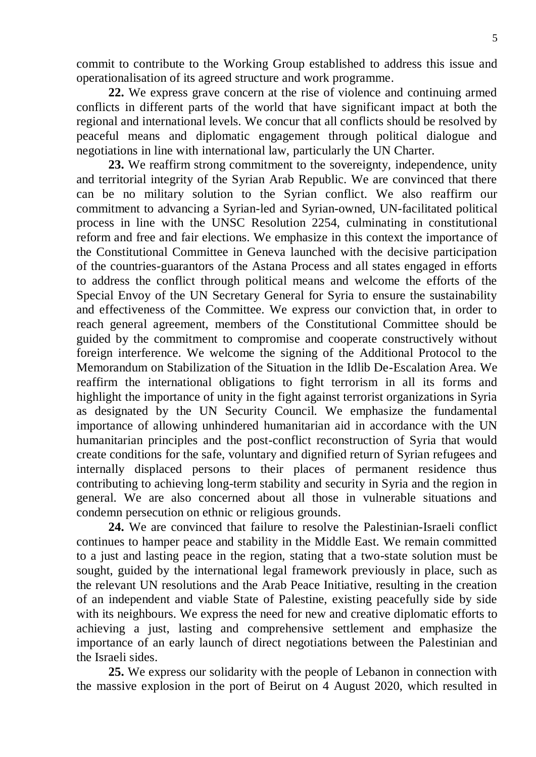commit to contribute to the Working Group established to address this issue and operationalisation of its agreed structure and work programme.

**22.** We express grave concern at the rise of violence and continuing armed conflicts in different parts of the world that have significant impact at both the regional and international levels. We concur that all conflicts should be resolved by peaceful means and diplomatic engagement through political dialogue and negotiations in line with international law, particularly the UN Charter.

**23.** We reaffirm strong commitment to the sovereignty, independence, unity and territorial integrity of the Syrian Arab Republic. We are convinced that there can be no military solution to the Syrian conflict. We also reaffirm our commitment to advancing a Syrian-led and Syrian-owned, UN-facilitated political process in line with the UNSC Resolution 2254, culminating in constitutional reform and free and fair elections. We emphasize in this context the importance of the Constitutional Committee in Geneva launched with the decisive participation of the countries-guarantors of the Astana Process and all states engaged in efforts to address the conflict through political means and welcome the efforts of the Special Envoy of the UN Secretary General for Syria to ensure the sustainability and effectiveness of the Committee. We express our conviction that, in order to reach general agreement, members of the Constitutional Committee should be guided by the commitment to compromise and cooperate constructively without foreign interference. We welcome the signing of the Additional Protocol to the Memorandum on Stabilization of the Situation in the Idlib De-Escalation Area. We reaffirm the international obligations to fight terrorism in all its forms and highlight the importance of unity in the fight against terrorist organizations in Syria as designated by the UN Security Council. We emphasize the fundamental importance of allowing unhindered humanitarian aid in accordance with the UN humanitarian principles and the post-conflict reconstruction of Syria that would create conditions for the safe, voluntary and dignified return of Syrian refugees and internally displaced persons to their places of permanent residence thus contributing to achieving long-term stability and security in Syria and the region in general. We are also concerned about all those in vulnerable situations and condemn persecution on ethnic or religious grounds.

**24.** We are convinced that failure to resolve the Palestinian-Israeli conflict continues to hamper peace and stability in the Middle East. We remain committed to a just and lasting peace in the region, stating that a two-state solution must be sought, guided by the international legal framework previously in place, such as the relevant UN resolutions and the Arab Peace Initiative, resulting in the creation of an independent and viable State of Palestine, existing peacefully side by side with its neighbours. We express the need for new and creative diplomatic efforts to achieving a just, lasting and comprehensive settlement and emphasize the importance of an early launch of direct negotiations between the Palestinian and the Israeli sides.

**25.** We express our solidarity with the people of Lebanon in connection with the massive explosion in the port of Beirut on 4 August 2020, which resulted in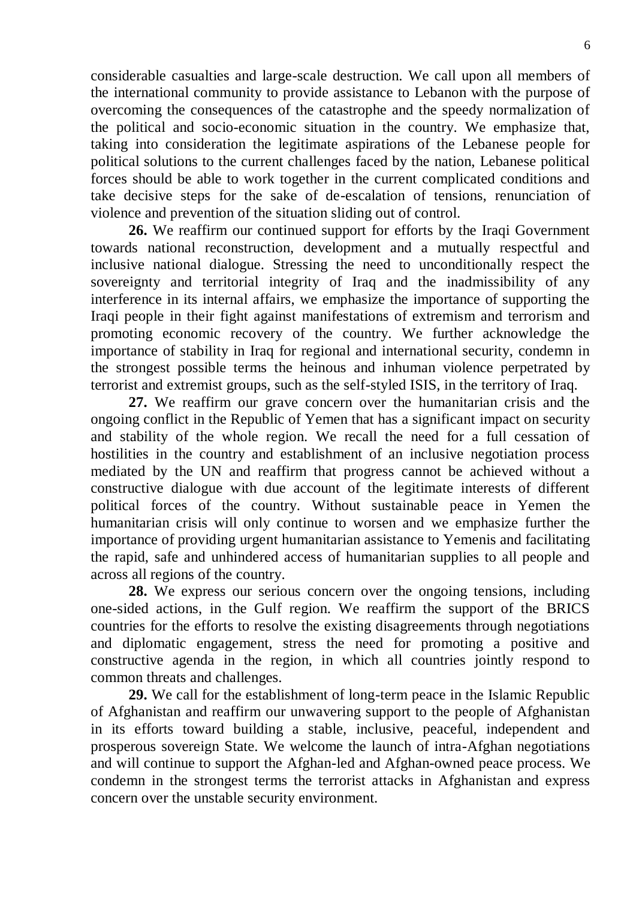considerable casualties and large-scale destruction. We call upon all members of the international community to provide assistance to Lebanon with the purpose of overcoming the consequences of the catastrophe and the speedy normalization of the political and socio-economic situation in the country. We emphasize that, taking into consideration the legitimate aspirations of the Lebanese people for political solutions to the current challenges faced by the nation, Lebanese political forces should be able to work together in the current complicated conditions and take decisive steps for the sake of de-escalation of tensions, renunciation of violence and prevention of the situation sliding out of control.

**26.** We reaffirm our continued support for efforts by the Iraqi Government towards national reconstruction, development and a mutually respectful and inclusive national dialogue. Stressing the need to unconditionally respect the sovereignty and territorial integrity of Iraq and the inadmissibility of any interference in its internal affairs, we emphasize the importance of supporting the Iraqi people in their fight against manifestations of extremism and terrorism and promoting economic recovery of the country. We further acknowledge the importance of stability in Iraq for regional and international security, condemn in the strongest possible terms the heinous and inhuman violence perpetrated by terrorist and extremist groups, such as the self-styled ISIS, in the territory of Iraq.

**27.** We reaffirm our grave concern over the humanitarian crisis and the ongoing conflict in the Republic of Yemen that has a significant impact on security and stability of the whole region. We recall the need for a full cessation of hostilities in the country and establishment of an inclusive negotiation process mediated by the UN and reaffirm that progress cannot be achieved without a constructive dialogue with due account of the legitimate interests of different political forces of the country. Without sustainable peace in Yemen the humanitarian crisis will only continue to worsen and we emphasize further the importance of providing urgent humanitarian assistance to Yemenis and facilitating the rapid, safe and unhindered access of humanitarian supplies to all people and across all regions of the country.

**28.** We express our serious concern over the ongoing tensions, including one-sided actions, in the Gulf region. We reaffirm the support of the BRICS countries for the efforts to resolve the existing disagreements through negotiations and diplomatic engagement, stress the need for promoting a positive and constructive agenda in the region, in which all countries jointly respond to common threats and challenges.

**29.** We call for the establishment of long-term peace in the Islamic Republic of Afghanistan and reaffirm our unwavering support to the people of Afghanistan in its efforts toward building a stable, inclusive, peaceful, independent and prosperous sovereign State. We welcome the launch of intra-Afghan negotiations and will continue to support the Afghan-led and Afghan-owned peace process. We condemn in the strongest terms the terrorist attacks in Afghanistan and express concern over the unstable security environment.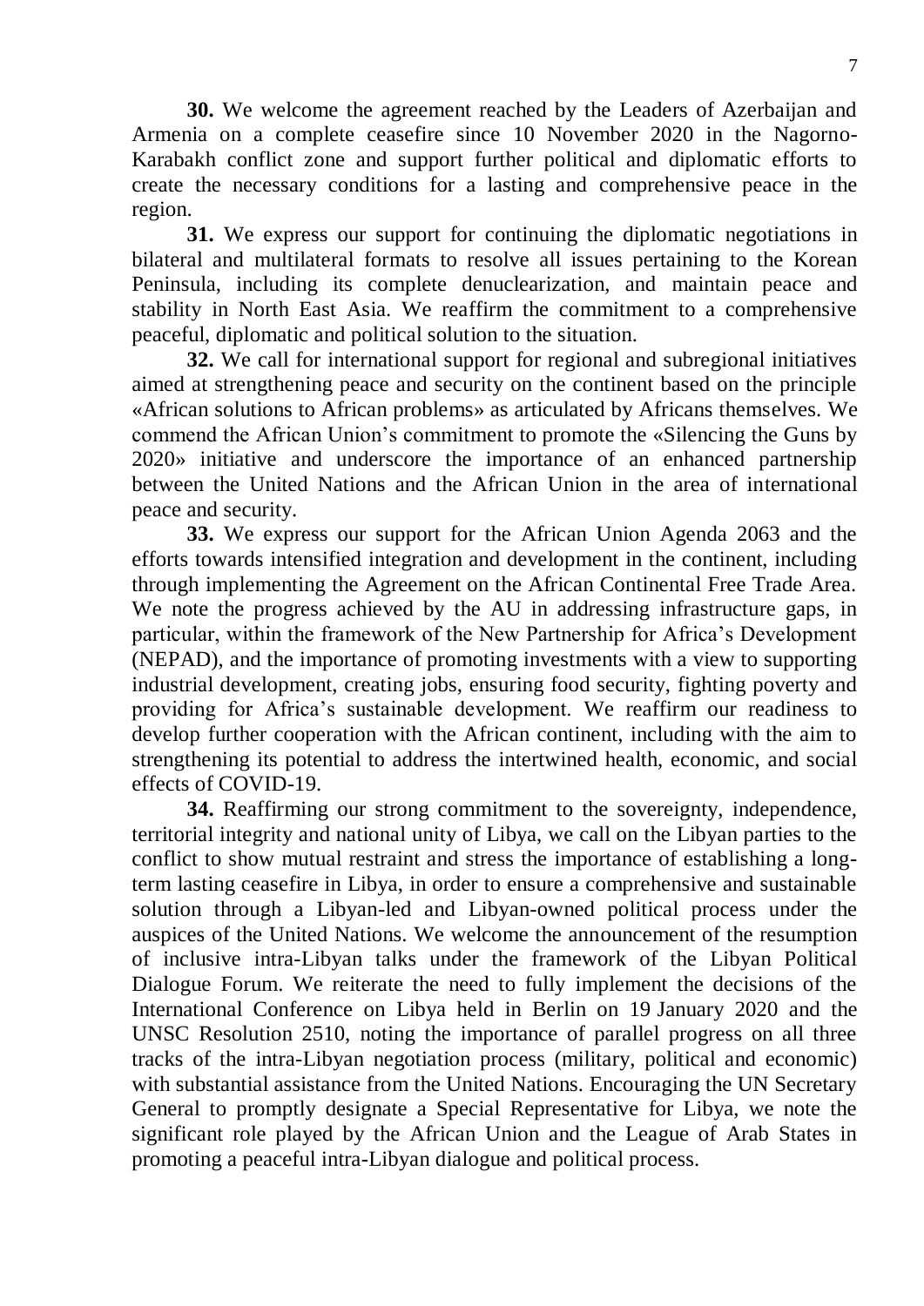**30.** We welcome the agreement reached by the Leaders of Azerbaijan and Armenia on a complete ceasefire since 10 November 2020 in the Nagorno-Karabakh conflict zone and support further political and diplomatic efforts to create the necessary conditions for a lasting and comprehensive peace in the region.

**31.** We express our support for continuing the diplomatic negotiations in bilateral and multilateral formats to resolve all issues pertaining to the Korean Peninsula, including its complete denuclearization, and maintain peace and stability in North East Asia. We reaffirm the commitment to a comprehensive peaceful, diplomatic and political solution to the situation.

**32.** We call for international support for regional and subregional initiatives aimed at strengthening peace and security on the continent based on the principle «African solutions to African problems» as articulated by Africans themselves. We commend the African Union's commitment to promote the «Silencing the Guns by 2020» initiative and underscore the importance of an enhanced partnership between the United Nations and the African Union in the area of international peace and security.

**33.** We express our support for the African Union Agenda 2063 and the efforts towards intensified integration and development in the continent, including through implementing the Agreement on the African Continental Free Trade Area. We note the progress achieved by the AU in addressing infrastructure gaps, in particular, within the framework of the New Partnership for Africa's Development (NEPAD), and the importance of promoting investments with a view to supporting industrial development, creating jobs, ensuring food security, fighting poverty and providing for Africa's sustainable development. We reaffirm our readiness to develop further cooperation with the African continent, including with the aim to strengthening its potential to address the intertwined health, economic, and social effects of COVID-19.

**34.** Reaffirming our strong commitment to the sovereignty, independence, territorial integrity and national unity of Libya, we call on the Libyan parties to the conflict to show mutual restraint and stress the importance of establishing a long-term lasting ceasefire in Libya, in order to ensure a comprehensive and sustainable solution through a Libyan-led and Libyan-owned political process under the auspices of the United Nations. We welcome the announcement of the resumption of inclusive intra-Libyan talks under the framework of the Libyan Political Dialogue Forum. We reiterate the need to fully implement the decisions of the International Conference on Libya held in Berlin on 19 January 2020 and the UNSC Resolution 2510, noting the importance of parallel progress on all three tracks of the intra-Libyan negotiation process (military, political and economic) with substantial assistance from the United Nations. Encouraging the UN Secretary General to promptly designate a Special Representative for Libya, we note the significant role played by the African Union and the League of Arab States in promoting a peaceful intra-Libyan dialogue and political process.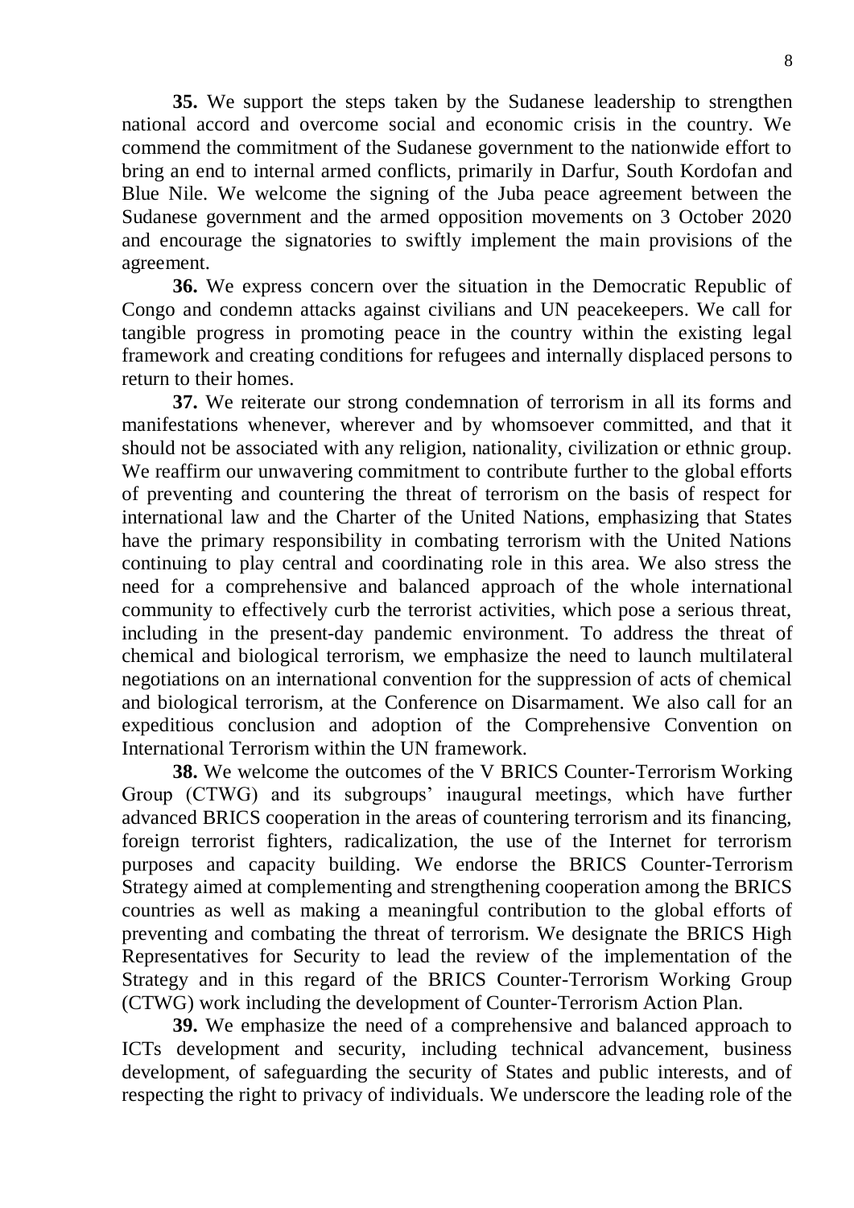**35.** We support the steps taken by the Sudanese leadership to strengthen national accord and overcome social and economic crisis in the country. We commend the commitment of the Sudanese government to the nationwide effort to bring an end to internal armed conflicts, primarily in Darfur, South Kordofan and Blue Nile. We welcome the signing of the Juba peace agreement between the Sudanese government and the armed opposition movements on 3 October 2020 and encourage the signatories to swiftly implement the main provisions of the agreement.

**36.** We express concern over the situation in the Democratic Republic of Congo and condemn attacks against civilians and UN peacekeepers. We call for tangible progress in promoting peace in the country within the existing legal framework and creating conditions for refugees and internally displaced persons to return to their homes.

**37.** We reiterate our strong condemnation of terrorism in all its forms and manifestations whenever, wherever and by whomsoever committed, and that it should not be associated with any religion, nationality, civilization or ethnic group. We reaffirm our unwavering commitment to contribute further to the global efforts of preventing and countering the threat of terrorism on the basis of respect for international law and the Charter of the United Nations, emphasizing that States have the primary responsibility in combating terrorism with the United Nations continuing to play central and coordinating role in this area. We also stress the need for a comprehensive and balanced approach of the whole international community to effectively curb the terrorist activities, which pose a serious threat, including in the present-day pandemic environment. To address the threat of chemical and biological terrorism, we emphasize the need to launch multilateral negotiations on an international convention for the suppression of acts of chemical and biological terrorism, at the Conference on Disarmament. We also call for an expeditious conclusion and adoption of the Comprehensive Convention on International Terrorism within the UN framework.

**38.** We welcome the outcomes of the V BRICS Counter-Terrorism Working Group (CTWG) and its subgroups' inaugural meetings, which have further advanced BRICS cooperation in the areas of countering terrorism and its financing, foreign terrorist fighters, radicalization, the use of the Internet for terrorism purposes and capacity building. We endorse the BRICS Counter-Terrorism Strategy aimed at complementing and strengthening cooperation among the BRICS countries as well as making a meaningful contribution to the global efforts of preventing and combating the threat of terrorism. We designate the BRICS High Representatives for Security to lead the review of the implementation of the Strategy and in this regard of the BRICS Counter-Terrorism Working Group (CTWG) work including the development of Counter-Terrorism Action Plan.

**39.** We emphasize the need of a comprehensive and balanced approach to ICTs development and security, including technical advancement, business development, of safeguarding the security of States and public interests, and of respecting the right to privacy of individuals. We underscore the leading role of the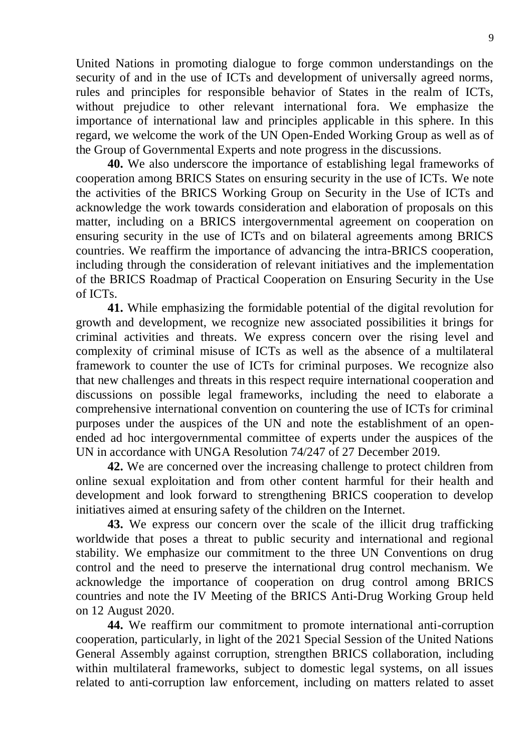United Nations in promoting dialogue to forge common understandings on the security of and in the use of ICTs and development of universally agreed norms, rules and principles for responsible behavior of States in the realm of ICTs, without prejudice to other relevant international fora. We emphasize the importance of international law and principles applicable in this sphere. In this regard, we welcome the work of the UN Open-Ended Working Group as well as of the Group of Governmental Experts and note progress in the discussions.

**40.** We also underscore the importance of establishing legal frameworks of cooperation among BRICS States on ensuring security in the use of ICTs. We note the activities of the BRICS Working Group on Security in the Use of ICTs and acknowledge the work towards consideration and elaboration of proposals on this matter, including on a BRICS intergovernmental agreement on cooperation on ensuring security in the use of ICTs and on bilateral agreements among BRICS countries. We reaffirm the importance of advancing the intra-BRICS cooperation, including through the consideration of relevant initiatives and the implementation of the BRICS Roadmap of Practical Cooperation on Ensuring Security in the Use of ICTs.

**41.** While emphasizing the formidable potential of the digital revolution for growth and development, we recognize new associated possibilities it brings for criminal activities and threats. We express concern over the rising level and complexity of criminal misuse of ICTs as well as the absence of a multilateral framework to counter the use of ICTs for criminal purposes. We recognize also that new challenges and threats in this respect require international cooperation and discussions on possible legal frameworks, including the need to elaborate a comprehensive international convention on countering the use of ICTs for criminal purposes under the auspices of the UN and note the establishment of an open-ended ad hoc intergovernmental committee of experts under the auspices of the UN in accordance with UNGA Resolution 74/247 of 27 December 2019.

**42.** We are concerned over the increasing challenge to protect children from online sexual exploitation and from other content harmful for their health and development and look forward to strengthening BRICS cooperation to develop initiatives aimed at ensuring safety of the children on the Internet.

**43.** We express our concern over the scale of the illicit drug trafficking worldwide that poses a threat to public security and international and regional stability. We emphasize our commitment to the three UN Conventions on drug control and the need to preserve the international drug control mechanism. We acknowledge the importance of cooperation on drug control among BRICS countries and note the IV Meeting of the BRICS Anti-Drug Working Group held on 12 August 2020.

**44.** We reaffirm our commitment to promote international anti-corruption cooperation, particularly, in light of the 2021 Special Session of the United Nations General Assembly against corruption, strengthen BRICS collaboration, including within multilateral frameworks, subject to domestic legal systems, on all issues related to anti-corruption law enforcement, including on matters related to asset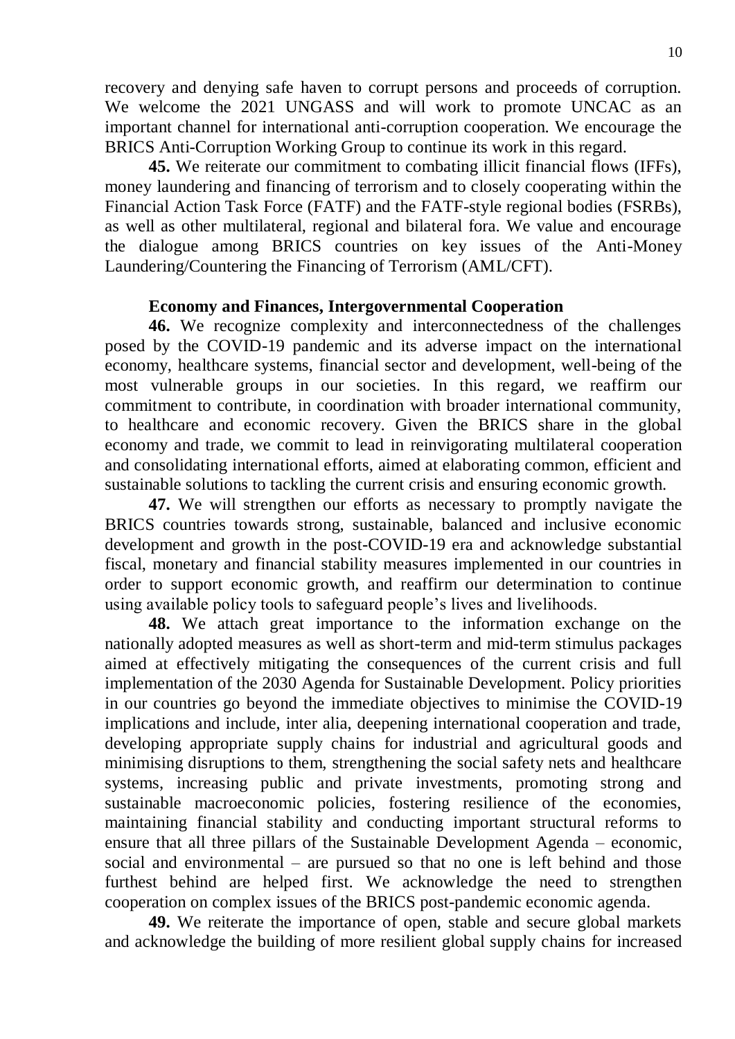recovery and denying safe haven to corrupt persons and proceeds of corruption. We welcome the 2021 UNGASS and will work to promote UNCAC as an important channel for international anti-corruption cooperation. We encourage the BRICS Anti-Corruption Working Group to continue its work in this regard.

**45.** We reiterate our commitment to combating illicit financial flows (IFFs), money laundering and financing of terrorism and to closely cooperating within the Financial Action Task Force (FATF) and the FATF-style regional bodies (FSRBs), as well as other multilateral, regional and bilateral fora. We value and encourage the dialogue among BRICS countries on key issues of the Anti-Money Laundering/Countering the Financing of Terrorism (AML/CFT).

### Economy and Finances, Intergovernmental Cooperation

**46.** We recognize complexity and interconnectedness of the challenges posed by the COVID-19 pandemic and its adverse impact on the international economy, healthcare systems, financial sector and development, well-being of the most vulnerable groups in our societies. In this regard, we reaffirm our commitment to contribute, in coordination with broader international community, to healthcare and economic recovery. Given the BRICS share in the global economy and trade, we commit to lead in reinvigorating multilateral cooperation and consolidating international efforts, aimed at elaborating common, efficient and sustainable solutions to tackling the current crisis and ensuring economic growth.

**47.** We will strengthen our efforts as necessary to promptly navigate the BRICS countries towards strong, sustainable, balanced and inclusive economic development and growth in the post-COVID-19 era and acknowledge substantial fiscal, monetary and financial stability measures implemented in our countries in order to support economic growth, and reaffirm our determination to continue using available policy tools to safeguard people's lives and livelihoods.

**48.** We attach great importance to the information exchange on the nationally adopted measures as well as short-term and mid-term stimulus packages aimed at effectively mitigating the consequences of the current crisis and full implementation of the 2030 Agenda for Sustainable Development. Policy priorities in our countries go beyond the immediate objectives to minimise the COVID-19 implications and include, inter alia, deepening international cooperation and trade, developing appropriate supply chains for industrial and agricultural goods and minimising disruptions to them, strengthening the social safety nets and healthcare systems, increasing public and private investments, promoting strong and sustainable macroeconomic policies, fostering resilience of the economies, maintaining financial stability and conducting important structural reforms to ensure that all three pillars of the Sustainable Development Agenda – economic, social and environmental – are pursued so that no one is left behind and those furthest behind are helped first. We acknowledge the need to strengthen cooperation on complex issues of the BRICS post-pandemic economic agenda.

**49.** We reiterate the importance of open, stable and secure global markets and acknowledge the building of more resilient global supply chains for increased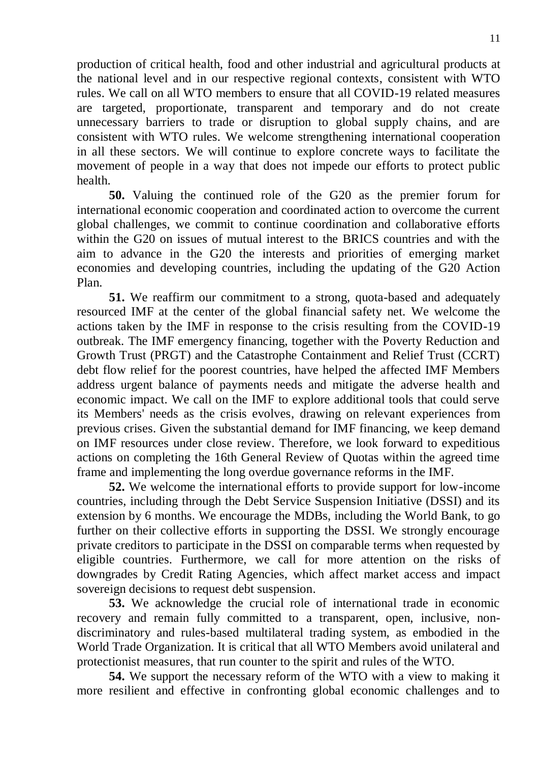production of critical health, food and other industrial and agricultural products at the national level and in our respective regional contexts, consistent with WTO rules. We call on all WTO members to ensure that all COVID-19 related measures are targeted, proportionate, transparent and temporary and do not create unnecessary barriers to trade or disruption to global supply chains, and are consistent with WTO rules. We welcome strengthening international cooperation in all these sectors. We will continue to explore concrete ways to facilitate the movement of people in a way that does not impede our efforts to protect public health.

**50.** Valuing the continued role of the G20 as the premier forum for international economic cooperation and coordinated action to overcome the current global challenges, we commit to continue coordination and collaborative efforts within the G20 on issues of mutual interest to the BRICS countries and with the aim to advance in the G20 the interests and priorities of emerging market economies and developing countries, including the updating of the G20 Action Plan.

**51.** We reaffirm our commitment to a strong, quota-based and adequately resourced IMF at the center of the global financial safety net. We welcome the actions taken by the IMF in response to the crisis resulting from the COVID-19 outbreak. The IMF emergency financing, together with the Poverty Reduction and Growth Trust (PRGT) and the Catastrophe Containment and Relief Trust (CCRT) debt flow relief for the poorest countries, have helped the affected IMF Members address urgent balance of payments needs and mitigate the adverse health and economic impact. We call on the IMF to explore additional tools that could serve its Members' needs as the crisis evolves, drawing on relevant experiences from previous crises. Given the substantial demand for IMF financing, we keep demand on IMF resources under close review. Therefore, we look forward to expeditious actions on completing the 16th General Review of Quotas within the agreed time frame and implementing the long overdue governance reforms in the IMF.

**52.** We welcome the international efforts to provide support for low-income countries, including through the Debt Service Suspension Initiative (DSSI) and its extension by 6 months. We encourage the MDBs, including the World Bank, to go further on their collective efforts in supporting the DSSI. We strongly encourage private creditors to participate in the DSSI on comparable terms when requested by eligible countries. Furthermore, we call for more attention on the risks of downgrades by Credit Rating Agencies, which affect market access and impact sovereign decisions to request debt suspension.

**53.** We acknowledge the crucial role of international trade in economic recovery and remain fully committed to a transparent, open, inclusive, non-discriminatory and rules-based multilateral trading system, as embodied in the World Trade Organization. It is critical that all WTO Members avoid unilateral and protectionist measures, that run counter to the spirit and rules of the WTO.

**54.** We support the necessary reform of the WTO with a view to making it more resilient and effective in confronting global economic challenges and to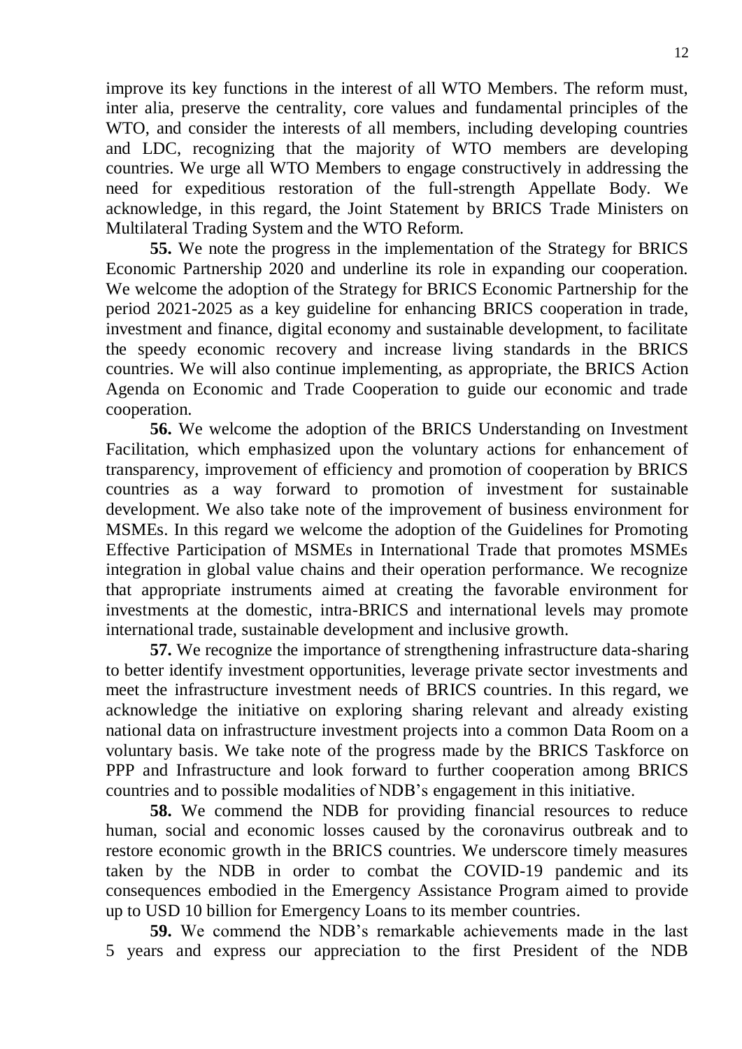improve its key functions in the interest of all WTO Members. The reform must, inter alia, preserve the centrality, core values and fundamental principles of the WTO, and consider the interests of all members, including developing countries and LDC, recognizing that the majority of WTO members are developing countries. We urge all WTO Members to engage constructively in addressing the need for expeditious restoration of the full-strength Appellate Body. We acknowledge, in this regard, the Joint Statement by BRICS Trade Ministers on Multilateral Trading System and the WTO Reform.

**55.** We note the progress in the implementation of the Strategy for BRICS Economic Partnership 2020 and underline its role in expanding our cooperation. We welcome the adoption of the Strategy for BRICS Economic Partnership for the period 2021-2025 as a key guideline for enhancing BRICS cooperation in trade, investment and finance, digital economy and sustainable development, to facilitate the speedy economic recovery and increase living standards in the BRICS countries. We will also continue implementing, as appropriate, the BRICS Action Agenda on Economic and Trade Cooperation to guide our economic and trade cooperation.

**56.** We welcome the adoption of the BRICS Understanding on Investment Facilitation, which emphasized upon the voluntary actions for enhancement of transparency, improvement of efficiency and promotion of cooperation by BRICS countries as a way forward to promotion of investment for sustainable development. We also take note of the improvement of business environment for MSMEs. In this regard we welcome the adoption of the Guidelines for Promoting Effective Participation of MSMEs in International Trade that promotes MSMEs integration in global value chains and their operation performance. We recognize that appropriate instruments aimed at creating the favorable environment for investments at the domestic, intra-BRICS and international levels may promote international trade, sustainable development and inclusive growth.

**57.** We recognize the importance of strengthening infrastructure data-sharing to better identify investment opportunities, leverage private sector investments and meet the infrastructure investment needs of BRICS countries. In this regard, we acknowledge the initiative on exploring sharing relevant and already existing national data on infrastructure investment projects into a common Data Room on a voluntary basis. We take note of the progress made by the BRICS Taskforce on PPP and Infrastructure and look forward to further cooperation among BRICS countries and to possible modalities of NDB's engagement in this initiative.

**58.** We commend the NDB for providing financial resources to reduce human, social and economic losses caused by the coronavirus outbreak and to restore economic growth in the BRICS countries. We underscore timely measures taken by the NDB in order to combat the COVID-19 pandemic and its consequences embodied in the Emergency Assistance Program aimed to provide up to USD 10 billion for Emergency Loans to its member countries.

**59.** We commend the NDB's remarkable achievements made in the last 5 years and express our appreciation to the first President of the NDB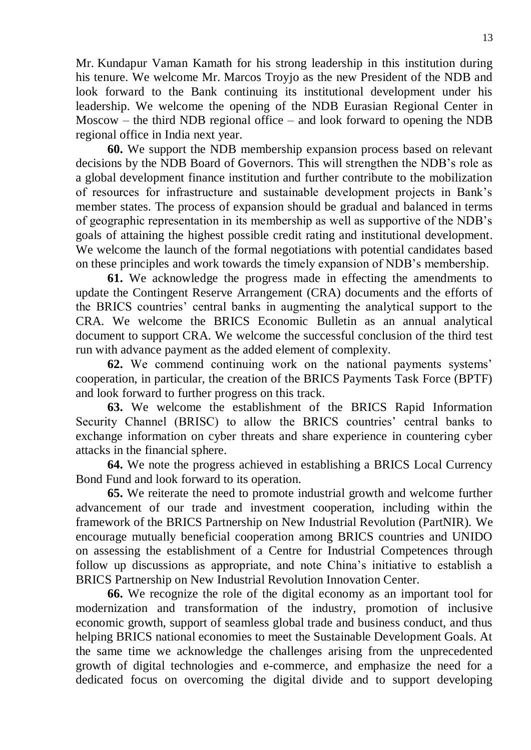Mr. Kundapur Vaman Kamath for his strong leadership in this institution during his tenure. We welcome Mr. Marcos Troyjo as the new President of the NDB and look forward to the Bank continuing its institutional development under his leadership. We welcome the opening of the NDB Eurasian Regional Center in Moscow – the third NDB regional office – and look forward to opening the NDB regional office in India next year.

**60.** We support the NDB membership expansion process based on relevant decisions by the NDB Board of Governors. This will strengthen the NDB's role as a global development finance institution and further contribute to the mobilization of resources for infrastructure and sustainable development projects in Bank's member states. The process of expansion should be gradual and balanced in terms of geographic representation in its membership as well as supportive of the NDB's goals of attaining the highest possible credit rating and institutional development. We welcome the launch of the formal negotiations with potential candidates based on these principles and work towards the timely expansion of NDB's membership.

**61.** We acknowledge the progress made in effecting the amendments to update the Contingent Reserve Arrangement (CRA) documents and the efforts of the BRICS countries' central banks in augmenting the analytical support to the CRA. We welcome the BRICS Economic Bulletin as an annual analytical document to support CRA. We welcome the successful conclusion of the third test run with advance payment as the added element of complexity.

**62.** We commend continuing work on the national payments systems' cooperation, in particular, the creation of the BRICS Payments Task Force (BPTF) and look forward to further progress on this track.

**63.** We welcome the establishment of the BRICS Rapid Information Security Channel (BRISC) to allow the BRICS countries' central banks to exchange information on cyber threats and share experience in countering cyber attacks in the financial sphere.

**64.** We note the progress achieved in establishing a BRICS Local Currency Bond Fund and look forward to its operation.

**65.** We reiterate the need to promote industrial growth and welcome further advancement of our trade and investment cooperation, including within the framework of the BRICS Partnership on New Industrial Revolution (PartNIR). We encourage mutually beneficial cooperation among BRICS countries and UNIDO on assessing the establishment of a Centre for Industrial Competences through follow up discussions as appropriate, and note China's initiative to establish a BRICS Partnership on New Industrial Revolution Innovation Center.

**66.** We recognize the role of the digital economy as an important tool for modernization and transformation of the industry, promotion of inclusive economic growth, support of seamless global trade and business conduct, and thus helping BRICS national economies to meet the Sustainable Development Goals. At the same time we acknowledge the challenges arising from the unprecedented growth of digital technologies and e-commerce, and emphasize the need for a dedicated focus on overcoming the digital divide and to support developing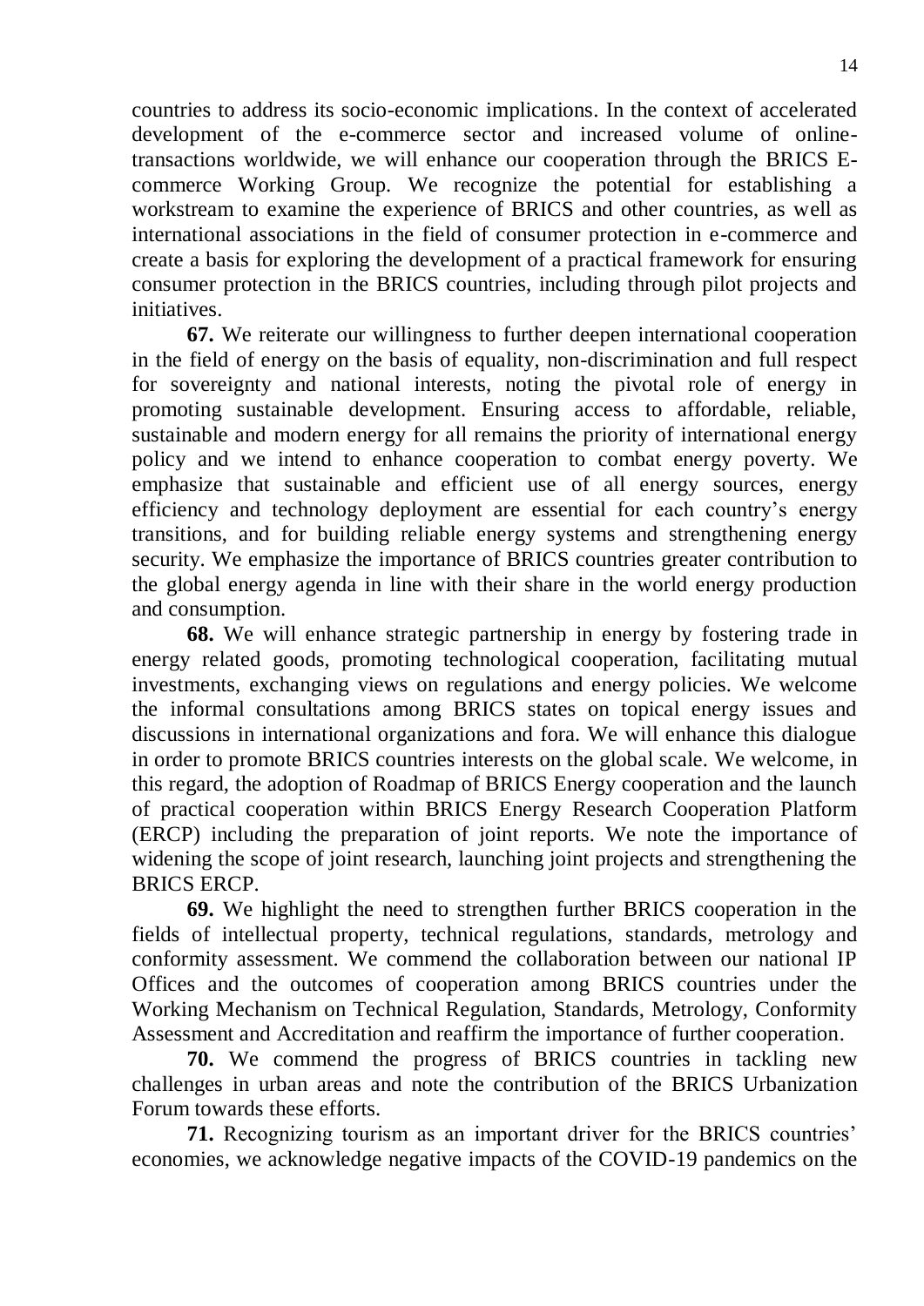countries to address its socio-economic implications. In the context of accelerated development of the e-commerce sector and increased volume of online-transactions worldwide, we will enhance our cooperation through the BRICS E-commerce Working Group. We recognize the potential for establishing a workstream to examine the experience of BRICS and other countries, as well as international associations in the field of consumer protection in e-commerce and create a basis for exploring the development of a practical framework for ensuring consumer protection in the BRICS countries, including through pilot projects and initiatives.

**67.** We reiterate our willingness to further deepen international cooperation in the field of energy on the basis of equality, non-discrimination and full respect for sovereignty and national interests, noting the pivotal role of energy in promoting sustainable development. Ensuring access to affordable, reliable, sustainable and modern energy for all remains the priority of international energy policy and we intend to enhance cooperation to combat energy poverty. We emphasize that sustainable and efficient use of all energy sources, energy efficiency and technology deployment are essential for each country's energy transitions, and for building reliable energy systems and strengthening energy security. We emphasize the importance of BRICS countries greater contribution to the global energy agenda in line with their share in the world energy production and consumption.

**68.** We will enhance strategic partnership in energy by fostering trade in energy related goods, promoting technological cooperation, facilitating mutual investments, exchanging views on regulations and energy policies. We welcome the informal consultations among BRICS states on topical energy issues and discussions in international organizations and fora. We will enhance this dialogue in order to promote BRICS countries interests on the global scale. We welcome, in this regard, the adoption of Roadmap of BRICS Energy cooperation and the launch of practical cooperation within BRICS Energy Research Cooperation Platform (ERCP) including the preparation of joint reports. We note the importance of widening the scope of joint research, launching joint projects and strengthening the BRICS ERCP.

**69.** We highlight the need to strengthen further BRICS cooperation in the fields of intellectual property, technical regulations, standards, metrology and conformity assessment. We commend the collaboration between our national IP Offices and the outcomes of cooperation among BRICS countries under the Working Mechanism on Technical Regulation, Standards, Metrology, Conformity Assessment and Accreditation and reaffirm the importance of further cooperation.

**70.** We commend the progress of BRICS countries in tackling new challenges in urban areas and note the contribution of the BRICS Urbanization Forum towards these efforts.

**71.** Recognizing tourism as an important driver for the BRICS countries' economies, we acknowledge negative impacts of the COVID-19 pandemics on the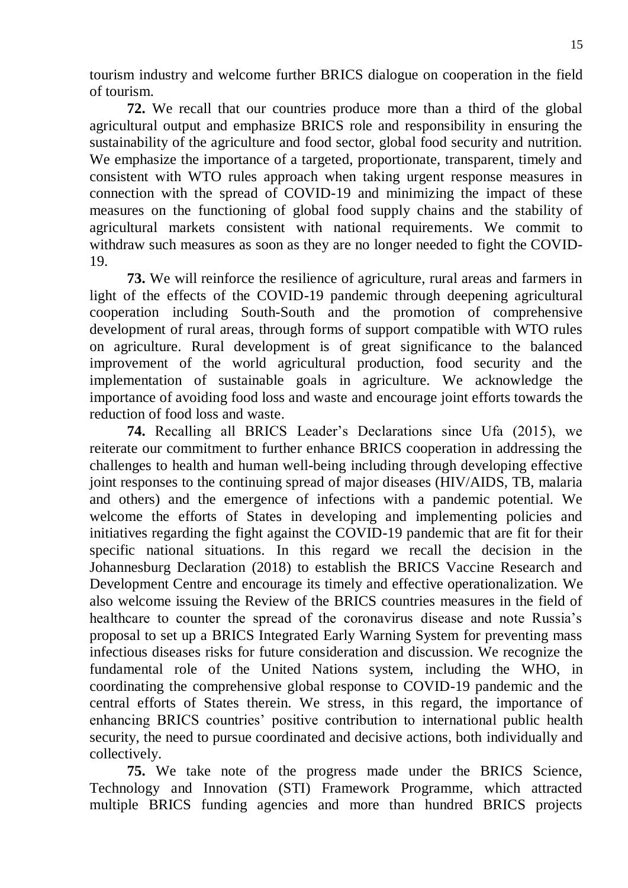tourism industry and welcome further BRICS dialogue on cooperation in the field of tourism.

**72.** We recall that our countries produce more than a third of the global agricultural output and emphasize BRICS role and responsibility in ensuring the sustainability of the agriculture and food sector, global food security and nutrition. We emphasize the importance of a targeted, proportionate, transparent, timely and consistent with WTO rules approach when taking urgent response measures in connection with the spread of COVID-19 and minimizing the impact of these measures on the functioning of global food supply chains and the stability of agricultural markets consistent with national requirements. We commit to withdraw such measures as soon as they are no longer needed to fight the COVID-19.

**73.** We will reinforce the resilience of agriculture, rural areas and farmers in light of the effects of the COVID-19 pandemic through deepening agricultural cooperation including South-South and the promotion of comprehensive development of rural areas, through forms of support compatible with WTO rules on agriculture. Rural development is of great significance to the balanced improvement of the world agricultural production, food security and the implementation of sustainable goals in agriculture. We acknowledge the importance of avoiding food loss and waste and encourage joint efforts towards the reduction of food loss and waste.

**74.** Recalling all BRICS Leader's Declarations since Ufa (2015), we reiterate our commitment to further enhance BRICS cooperation in addressing the challenges to health and human well-being including through developing effective joint responses to the continuing spread of major diseases (HIV/AIDS, TB, malaria and others) and the emergence of infections with a pandemic potential. We welcome the efforts of States in developing and implementing policies and initiatives regarding the fight against the COVID-19 pandemic that are fit for their specific national situations. In this regard we recall the decision in the Johannesburg Declaration (2018) to establish the BRICS Vaccine Research and Development Centre and encourage its timely and effective operationalization. We also welcome issuing the Review of the BRICS countries measures in the field of healthcare to counter the spread of the coronavirus disease and note Russia's proposal to set up a BRICS Integrated Early Warning System for preventing mass infectious diseases risks for future consideration and discussion. We recognize the fundamental role of the United Nations system, including the WHO, in coordinating the comprehensive global response to COVID-19 pandemic and the central efforts of States therein. We stress, in this regard, the importance of enhancing BRICS countries' positive contribution to international public health security, the need to pursue coordinated and decisive actions, both individually and collectively.

**75.** We take note of the progress made under the BRICS Science, Technology and Innovation (STI) Framework Programme, which attracted multiple BRICS funding agencies and more than hundred BRICS projects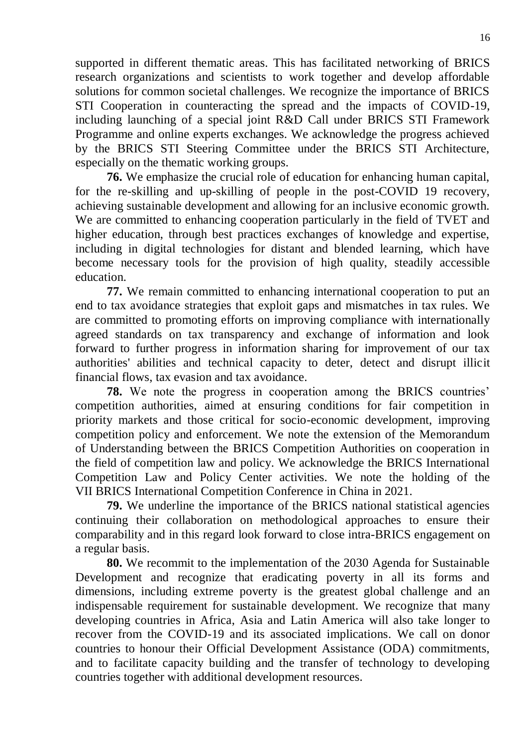supported in different thematic areas. This has facilitated networking of BRICS research organizations and scientists to work together and develop affordable solutions for common societal challenges. We recognize the importance of BRICS STI Cooperation in counteracting the spread and the impacts of COVID-19, including launching of a special joint R&D Call under BRICS STI Framework Programme and online experts exchanges. We acknowledge the progress achieved by the BRICS STI Steering Committee under the BRICS STI Architecture, especially on the thematic working groups.

**76.** We emphasize the crucial role of education for enhancing human capital, for the re-skilling and up-skilling of people in the post-COVID 19 recovery, achieving sustainable development and allowing for an inclusive economic growth. We are committed to enhancing cooperation particularly in the field of TVET and higher education, through best practices exchanges of knowledge and expertise, including in digital technologies for distant and blended learning, which have become necessary tools for the provision of high quality, steadily accessible education.

**77.** We remain committed to enhancing international cooperation to put an end to tax avoidance strategies that exploit gaps and mismatches in tax rules. We are committed to promoting efforts on improving compliance with internationally agreed standards on tax transparency and exchange of information and look forward to further progress in information sharing for improvement of our tax authorities' abilities and technical capacity to deter, detect and disrupt illicit financial flows, tax evasion and tax avoidance.

**78.** We note the progress in cooperation among the BRICS countries' competition authorities, aimed at ensuring conditions for fair competition in priority markets and those critical for socio-economic development, improving competition policy and enforcement. We note the extension of the Memorandum of Understanding between the BRICS Competition Authorities on cooperation in the field of competition law and policy. We acknowledge the BRICS International Competition Law and Policy Center activities. We note the holding of the VII BRICS International Competition Conference in China in 2021.

**79.** We underline the importance of the BRICS national statistical agencies continuing their collaboration on methodological approaches to ensure their comparability and in this regard look forward to close intra-BRICS engagement on a regular basis.

**80.** We recommit to the implementation of the 2030 Agenda for Sustainable Development and recognize that eradicating poverty in all its forms and dimensions, including extreme poverty is the greatest global challenge and an indispensable requirement for sustainable development. We recognize that many developing countries in Africa, Asia and Latin America will also take longer to recover from the COVID-19 and its associated implications. We call on donor countries to honour their Official Development Assistance (ODA) commitments, and to facilitate capacity building and the transfer of technology to developing countries together with additional development resources.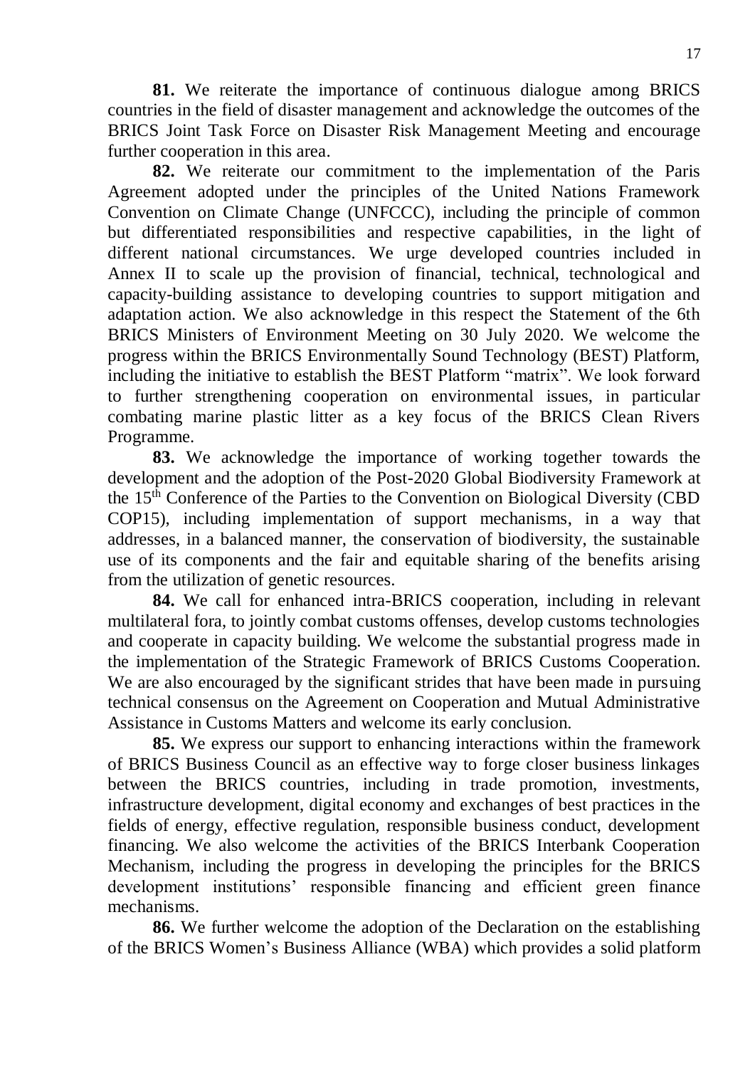**81.** We reiterate the importance of continuous dialogue among BRICS countries in the field of disaster management and acknowledge the outcomes of the BRICS Joint Task Force on Disaster Risk Management Meeting and encourage further cooperation in this area.

**82.** We reiterate our commitment to the implementation of the Paris Agreement adopted under the principles of the United Nations Framework Convention on Climate Change (UNFCCC), including the principle of common but differentiated responsibilities and respective capabilities, in the light of different national circumstances. We urge developed countries included in Annex II to scale up the provision of financial, technical, technological and capacity-building assistance to developing countries to support mitigation and adaptation action. We also acknowledge in this respect the Statement of the 6th BRICS Ministers of Environment Meeting on 30 July 2020. We welcome the progress within the BRICS Environmentally Sound Technology (BEST) Platform, including the initiative to establish the BEST Platform "matrix". We look forward to further strengthening cooperation on environmental issues, in particular combating marine plastic litter as a key focus of the BRICS Clean Rivers Programme.

**83.** We acknowledge the importance of working together towards the development and the adoption of the Post-2020 Global Biodiversity Framework at the 15th Conference of the Parties to the Convention on Biological Diversity (CBD COP15), including implementation of support mechanisms, in a way that addresses, in a balanced manner, the conservation of biodiversity, the sustainable use of its components and the fair and equitable sharing of the benefits arising from the utilization of genetic resources.

**84.** We call for enhanced intra-BRICS cooperation, including in relevant multilateral fora, to jointly combat customs offenses, develop customs technologies and cooperate in capacity building. We welcome the substantial progress made in the implementation of the Strategic Framework of BRICS Customs Cooperation. We are also encouraged by the significant strides that have been made in pursuing technical consensus on the Agreement on Cooperation and Mutual Administrative Assistance in Customs Matters and welcome its early conclusion.

**85.** We express our support to enhancing interactions within the framework of BRICS Business Council as an effective way to forge closer business linkages between the BRICS countries, including in trade promotion, investments, infrastructure development, digital economy and exchanges of best practices in the fields of energy, effective regulation, responsible business conduct, development financing. We also welcome the activities of the BRICS Interbank Cooperation Mechanism, including the progress in developing the principles for the BRICS development institutions' responsible financing and efficient green finance mechanisms.

**86.** We further welcome the adoption of the Declaration on the establishing of the BRICS Women's Business Alliance (WBA) which provides a solid platform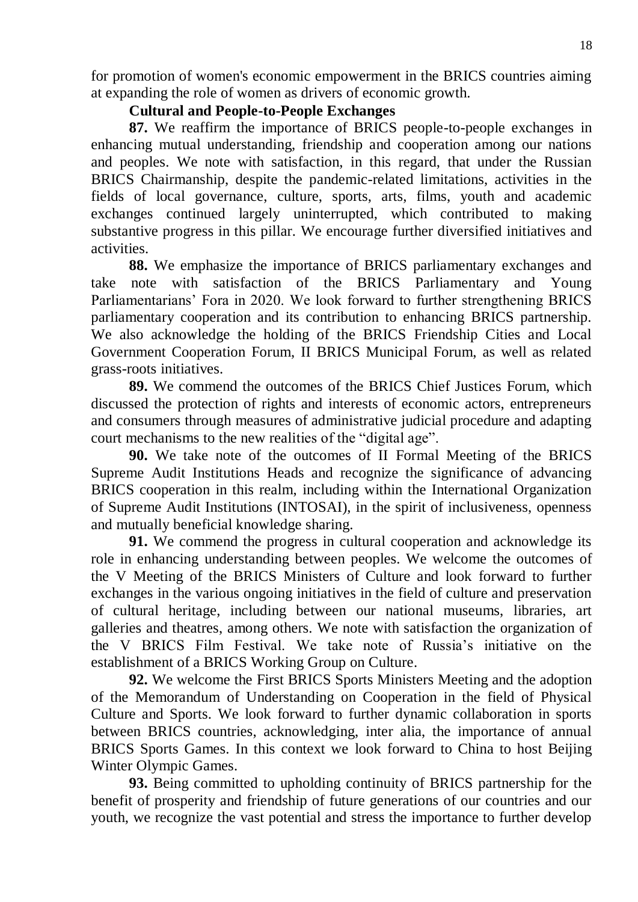for promotion of women's economic empowerment in the BRICS countries aiming at expanding the role of women as drivers of economic growth.

### Cultural and People-to-People Exchanges

**87.** We reaffirm the importance of BRICS people-to-people exchanges in enhancing mutual understanding, friendship and cooperation among our nations and peoples. We note with satisfaction, in this regard, that under the Russian BRICS Chairmanship, despite the pandemic-related limitations, activities in the fields of local governance, culture, sports, arts, films, youth and academic exchanges continued largely uninterrupted, which contributed to making substantive progress in this pillar. We encourage further diversified initiatives and activities.

**88.** We emphasize the importance of BRICS parliamentary exchanges and take note with satisfaction of the BRICS Parliamentary and Young Parliamentarians' Fora in 2020. We look forward to further strengthening BRICS parliamentary cooperation and its contribution to enhancing BRICS partnership. We also acknowledge the holding of the BRICS Friendship Cities and Local Government Cooperation Forum, II BRICS Municipal Forum, as well as related grass-roots initiatives.

**89.** We commend the outcomes of the BRICS Chief Justices Forum, which discussed the protection of rights and interests of economic actors, entrepreneurs and consumers through measures of administrative judicial procedure and adapting court mechanisms to the new realities of the "digital age".

**90.** We take note of the outcomes of II Formal Meeting of the BRICS Supreme Audit Institutions Heads and recognize the significance of advancing BRICS cooperation in this realm, including within the International Organization of Supreme Audit Institutions (INTOSAI), in the spirit of inclusiveness, openness and mutually beneficial knowledge sharing.

**91.** We commend the progress in cultural cooperation and acknowledge its role in enhancing understanding between peoples. We welcome the outcomes of the V Meeting of the BRICS Ministers of Culture and look forward to further exchanges in the various ongoing initiatives in the field of culture and preservation of cultural heritage, including between our national museums, libraries, art galleries and theatres, among others. We note with satisfaction the organization of the V BRICS Film Festival. We take note of Russia's initiative on the establishment of a BRICS Working Group on Culture.

**92.** We welcome the First BRICS Sports Ministers Meeting and the adoption of the Memorandum of Understanding on Cooperation in the field of Physical Culture and Sports. We look forward to further dynamic collaboration in sports between BRICS countries, acknowledging, inter alia, the importance of annual BRICS Sports Games. In this context we look forward to China to host Beijing Winter Olympic Games.

**93.** Being committed to upholding continuity of BRICS partnership for the benefit of prosperity and friendship of future generations of our countries and our youth, we recognize the vast potential and stress the importance to further develop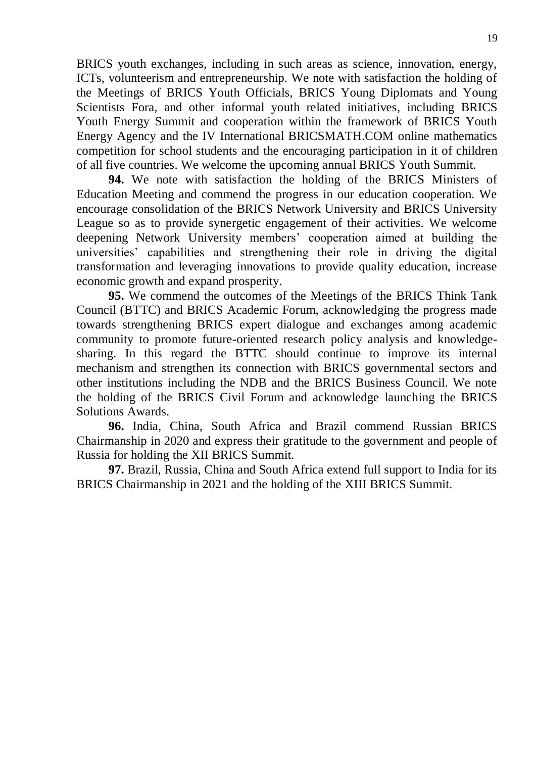BRICS youth exchanges, including in such areas as science, innovation, energy, ICTs, volunteerism and entrepreneurship. We note with satisfaction the holding of the Meetings of BRICS Youth Officials, BRICS Young Diplomats and Young Scientists Fora, and other informal youth related initiatives, including BRICS Youth Energy Summit and cooperation within the framework of BRICS Youth Energy Agency and the IV International BRICSMATH.COM online mathematics competition for school students and the encouraging participation in it of children of all five countries. We welcome the upcoming annual BRICS Youth Summit.

**94.** We note with satisfaction the holding of the BRICS Ministers of Education Meeting and commend the progress in our education cooperation. We encourage consolidation of the BRICS Network University and BRICS University League so as to provide synergetic engagement of their activities. We welcome deepening Network University members' cooperation aimed at building the universities' capabilities and strengthening their role in driving the digital transformation and leveraging innovations to provide quality education, increase economic growth and expand prosperity.

**95.** We commend the outcomes of the Meetings of the BRICS Think Tank Council (BTTC) and BRICS Academic Forum, acknowledging the progress made towards strengthening BRICS expert dialogue and exchanges among academic community to promote future-oriented research policy analysis and knowledge-sharing. In this regard the BTTC should continue to improve its internal mechanism and strengthen its connection with BRICS governmental sectors and other institutions including the NDB and the BRICS Business Council. We note the holding of the BRICS Civil Forum and acknowledge launching the BRICS Solutions Awards.

**96.** India, China, South Africa and Brazil commend Russian BRICS Chairmanship in 2020 and express their gratitude to the government and people of Russia for holding the XII BRICS Summit.

**97.** Brazil, Russia, China and South Africa extend full support to India for its BRICS Chairmanship in 2021 and the holding of the XIII BRICS Summit.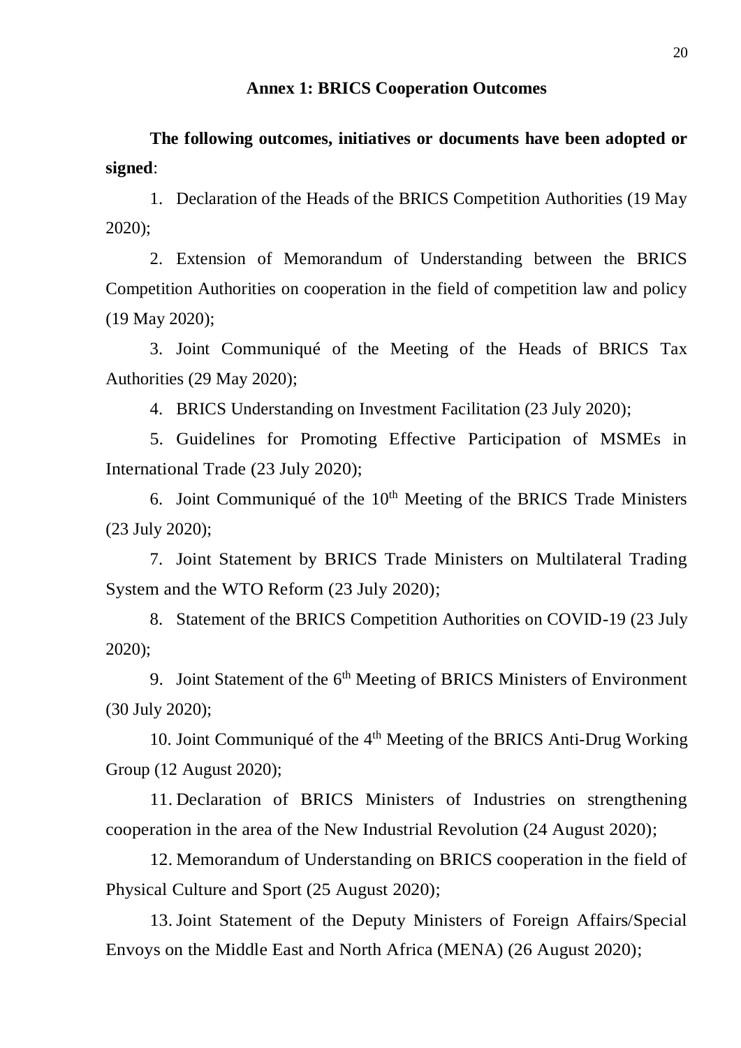## Annex 1: BRICS Cooperation Outcomes

**The following outcomes, initiatives or documents have been adopted or signed**:

1. Declaration of the Heads of the BRICS Competition Authorities (19 May 2020);
2. Extension of Memorandum of Understanding between the BRICS Competition Authorities on cooperation in the field of competition law and policy (19 May 2020);
3. Joint Communiqué of the Meeting of the Heads of BRICS Tax Authorities (29 May 2020);
4. BRICS Understanding on Investment Facilitation (23 July 2020);
5. Guidelines for Promoting Effective Participation of MSMEs in International Trade (23 July 2020);
6. Joint Communiqué of the 10th Meeting of the BRICS Trade Ministers (23 July 2020);
7. Joint Statement by BRICS Trade Ministers on Multilateral Trading System and the WTO Reform (23 July 2020);
8. Statement of the BRICS Competition Authorities on COVID-19 (23 July 2020);
9. Joint Statement of the 6th Meeting of BRICS Ministers of Environment (30 July 2020);
10. Joint Communiqué of the 4th Meeting of the BRICS Anti-Drug Working Group (12 August 2020);
11. Declaration of BRICS Ministers of Industries on strengthening cooperation in the area of the New Industrial Revolution (24 August 2020);
12. Memorandum of Understanding on BRICS cooperation in the field of Physical Culture and Sport (25 August 2020);
13. Joint Statement of the Deputy Ministers of Foreign Affairs/Special Envoys on the Middle East and North Africa (MENA) (26 August 2020);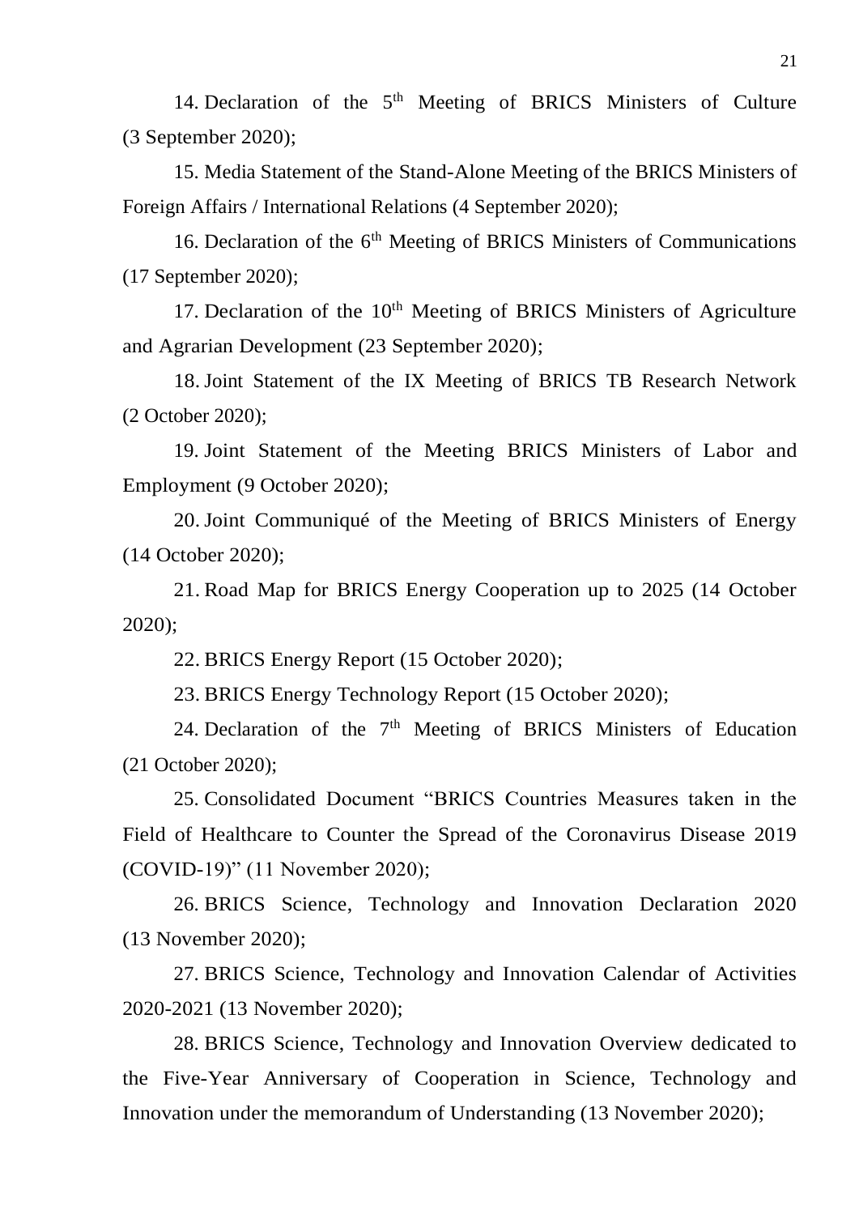14. Declaration of the 5th Meeting of BRICS Ministers of Culture (3 September 2020);

15. Media Statement of the Stand-Alone Meeting of the BRICS Ministers of Foreign Affairs / International Relations (4 September 2020);

16. Declaration of the 6th Meeting of BRICS Ministers of Communications (17 September 2020);

17. Declaration of the 10th Meeting of BRICS Ministers of Agriculture and Agrarian Development (23 September 2020);

18. Joint Statement of the IX Meeting of BRICS TB Research Network (2 October 2020);

19. Joint Statement of the Meeting BRICS Ministers of Labor and Employment (9 October 2020);

20. Joint Communiqué of the Meeting of BRICS Ministers of Energy (14 October 2020);

21. Road Map for BRICS Energy Cooperation up to 2025 (14 October 2020);

22. BRICS Energy Report (15 October 2020);

23. BRICS Energy Technology Report (15 October 2020);

24. Declaration of the 7th Meeting of BRICS Ministers of Education (21 October 2020);

25. Consolidated Document "BRICS Countries Measures taken in the Field of Healthcare to Counter the Spread of the Coronavirus Disease 2019 (COVID-19)" (11 November 2020);

26. BRICS Science, Technology and Innovation Declaration 2020 (13 November 2020);

27. BRICS Science, Technology and Innovation Calendar of Activities 2020-2021 (13 November 2020);

28. BRICS Science, Technology and Innovation Overview dedicated to the Five-Year Anniversary of Cooperation in Science, Technology and Innovation under the memorandum of Understanding (13 November 2020);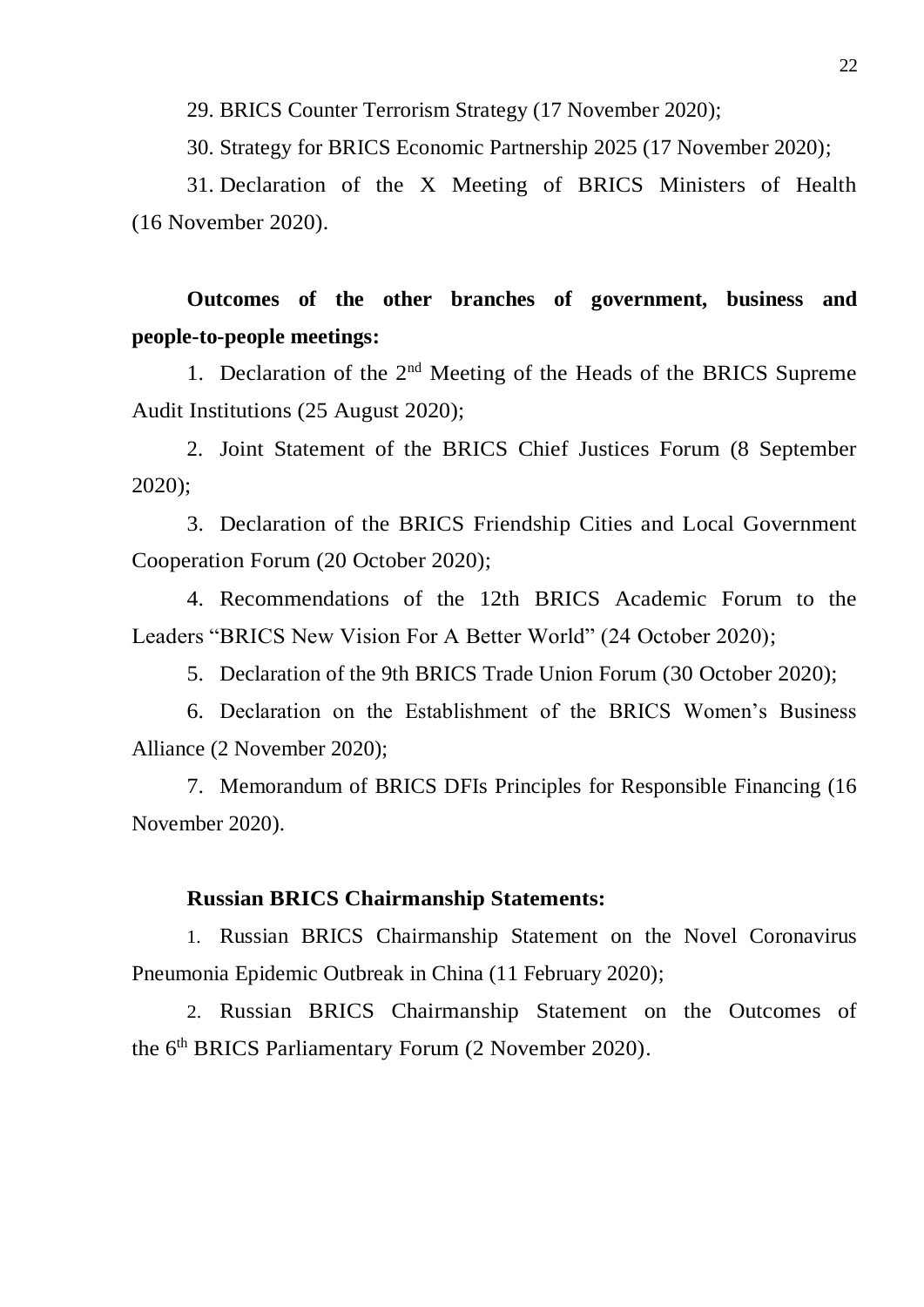29. BRICS Counter Terrorism Strategy (17 November 2020);

30. Strategy for BRICS Economic Partnership 2025 (17 November 2020);

31. Declaration of the X Meeting of BRICS Ministers of Health (16 November 2020).

**Outcomes of the other branches of government, business and people-to-people meetings:**

1. Declaration of the 2nd Meeting of the Heads of the BRICS Supreme Audit Institutions (25 August 2020);

2. Joint Statement of the BRICS Chief Justices Forum (8 September 2020);

3. Declaration of the BRICS Friendship Cities and Local Government Cooperation Forum (20 October 2020);

4. Recommendations of the 12th BRICS Academic Forum to the Leaders "BRICS New Vision For A Better World" (24 October 2020);

5. Declaration of the 9th BRICS Trade Union Forum (30 October 2020);

6. Declaration on the Establishment of the BRICS Women's Business Alliance (2 November 2020);

7. Memorandum of BRICS DFIs Principles for Responsible Financing (16 November 2020).

**Russian BRICS Chairmanship Statements:**

1. Russian BRICS Chairmanship Statement on the Novel Coronavirus Pneumonia Epidemic Outbreak in China (11 February 2020);

2. Russian BRICS Chairmanship Statement on the Outcomes of the 6th BRICS Parliamentary Forum (2 November 2020).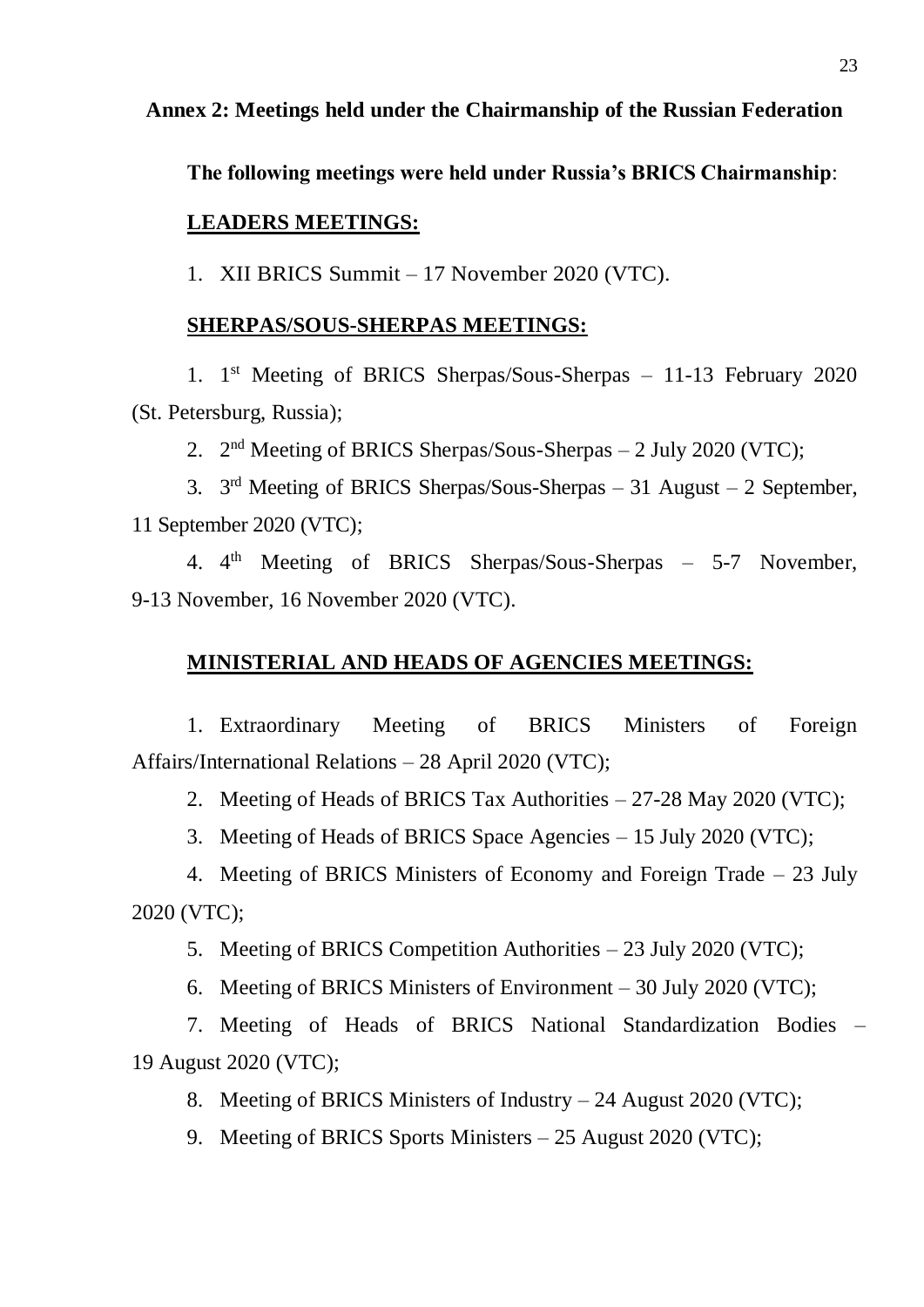## Annex 2: Meetings held under the Chairmanship of the Russian Federation

**The following meetings were held under Russia's BRICS Chairmanship**:

**LEADERS MEETINGS:**

1. XII BRICS Summit – 17 November 2020 (VTC).

**SHERPAS/SOUS-SHERPAS MEETINGS:**

1. 1st Meeting of BRICS Sherpas/Sous-Sherpas – 11-13 February 2020 (St. Petersburg, Russia);
2. 2nd Meeting of BRICS Sherpas/Sous-Sherpas – 2 July 2020 (VTC);
3. 3rd Meeting of BRICS Sherpas/Sous-Sherpas – 31 August – 2 September, 11 September 2020 (VTC);
4. 4th Meeting of BRICS Sherpas/Sous-Sherpas – 5-7 November, 9-13 November, 16 November 2020 (VTC).

**MINISTERIAL AND HEADS OF AGENCIES MEETINGS:**

1. Extraordinary Meeting of BRICS Ministers of Foreign Affairs/International Relations – 28 April 2020 (VTC);
2. Meeting of Heads of BRICS Tax Authorities – 27-28 May 2020 (VTC);
3. Meeting of Heads of BRICS Space Agencies – 15 July 2020 (VTC);
4. Meeting of BRICS Ministers of Economy and Foreign Trade – 23 July 2020 (VTC);
5. Meeting of BRICS Competition Authorities – 23 July 2020 (VTC);
6. Meeting of BRICS Ministers of Environment – 30 July 2020 (VTC);
7. Meeting of Heads of BRICS National Standardization Bodies – 19 August 2020 (VTC);
8. Meeting of BRICS Ministers of Industry – 24 August 2020 (VTC);
9. Meeting of BRICS Sports Ministers – 25 August 2020 (VTC);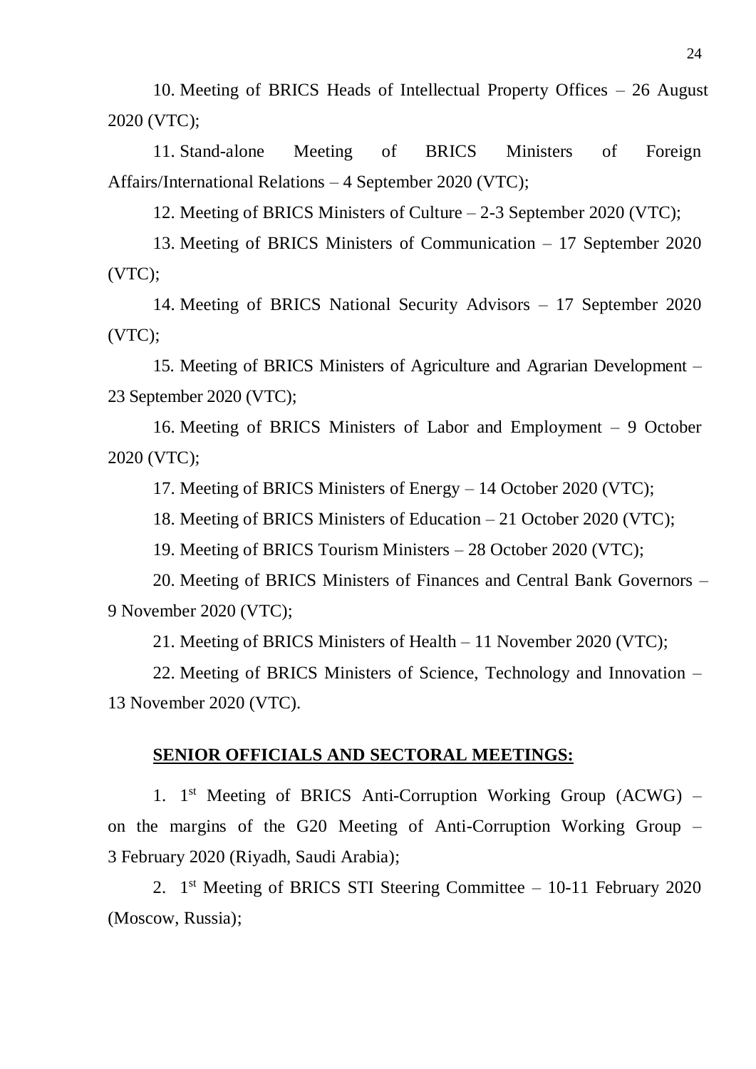10. Meeting of BRICS Heads of Intellectual Property Offices – 26 August 2020 (VTC);

11. Stand-alone Meeting of BRICS Ministers of Foreign Affairs/International Relations – 4 September 2020 (VTC);

12. Meeting of BRICS Ministers of Culture – 2-3 September 2020 (VTC);

13. Meeting of BRICS Ministers of Communication – 17 September 2020 (VTC);

14. Meeting of BRICS National Security Advisors – 17 September 2020 (VTC);

15. Meeting of BRICS Ministers of Agriculture and Agrarian Development – 23 September 2020 (VTC);

16. Meeting of BRICS Ministers of Labor and Employment – 9 October 2020 (VTC);

17. Meeting of BRICS Ministers of Energy – 14 October 2020 (VTC);

18. Meeting of BRICS Ministers of Education – 21 October 2020 (VTC);

19. Meeting of BRICS Tourism Ministers – 28 October 2020 (VTC);

20. Meeting of BRICS Ministers of Finances and Central Bank Governors – 9 November 2020 (VTC);

21. Meeting of BRICS Ministers of Health – 11 November 2020 (VTC);

22. Meeting of BRICS Ministers of Science, Technology and Innovation – 13 November 2020 (VTC).

**SENIOR OFFICIALS AND SECTORAL MEETINGS:**

1. 1st Meeting of BRICS Anti-Corruption Working Group (ACWG) – on the margins of the G20 Meeting of Anti-Corruption Working Group – 3 February 2020 (Riyadh, Saudi Arabia);

2. 1st Meeting of BRICS STI Steering Committee – 10-11 February 2020 (Moscow, Russia);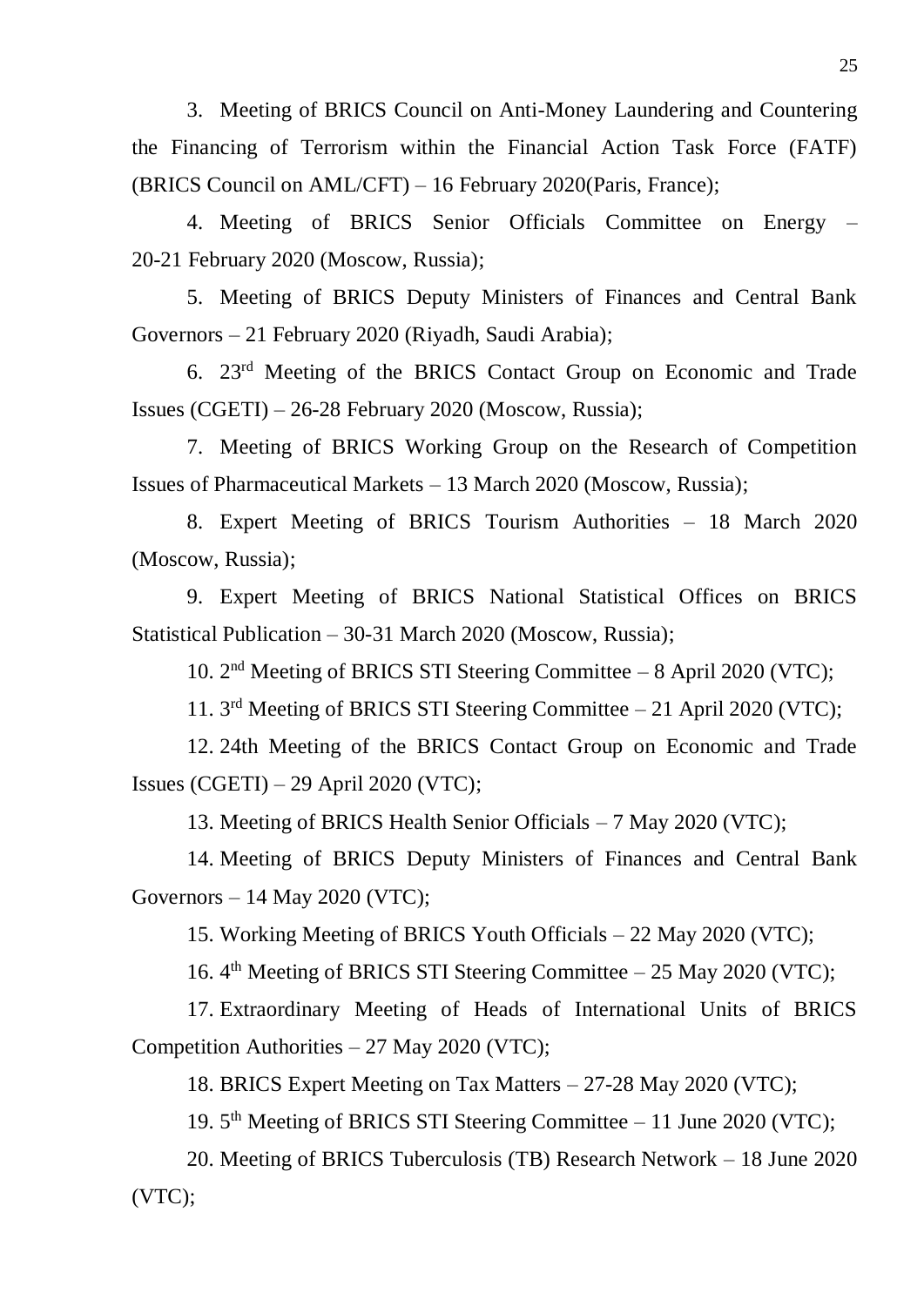3. Meeting of BRICS Council on Anti-Money Laundering and Countering the Financing of Terrorism within the Financial Action Task Force (FATF) (BRICS Council on AML/CFT) – 16 February 2020(Paris, France);

4. Meeting of BRICS Senior Officials Committee on Energy – 20-21 February 2020 (Moscow, Russia);

5. Meeting of BRICS Deputy Ministers of Finances and Central Bank Governors – 21 February 2020 (Riyadh, Saudi Arabia);

6. 23rd Meeting of the BRICS Contact Group on Economic and Trade Issues (CGETI) – 26-28 February 2020 (Moscow, Russia);

7. Meeting of BRICS Working Group on the Research of Competition Issues of Pharmaceutical Markets – 13 March 2020 (Moscow, Russia);

8. Expert Meeting of BRICS Tourism Authorities – 18 March 2020 (Moscow, Russia);

9. Expert Meeting of BRICS National Statistical Offices on BRICS Statistical Publication – 30-31 March 2020 (Moscow, Russia);

10. 2nd Meeting of BRICS STI Steering Committee – 8 April 2020 (VTC);

11. 3rd Meeting of BRICS STI Steering Committee – 21 April 2020 (VTC);

12. 24th Meeting of the BRICS Contact Group on Economic and Trade Issues (CGETI) – 29 April 2020 (VTC);

13. Meeting of BRICS Health Senior Officials – 7 May 2020 (VTC);

14. Meeting of BRICS Deputy Ministers of Finances and Central Bank Governors – 14 May 2020 (VTC);

15. Working Meeting of BRICS Youth Officials – 22 May 2020 (VTC);

16. 4th Meeting of BRICS STI Steering Committee – 25 May 2020 (VTC);

17. Extraordinary Meeting of Heads of International Units of BRICS Competition Authorities – 27 May 2020 (VTC);

18. BRICS Expert Meeting on Tax Matters – 27-28 May 2020 (VTC);

19. 5th Meeting of BRICS STI Steering Committee – 11 June 2020 (VTC);

20. Meeting of BRICS Tuberculosis (TB) Research Network – 18 June 2020 (VTC);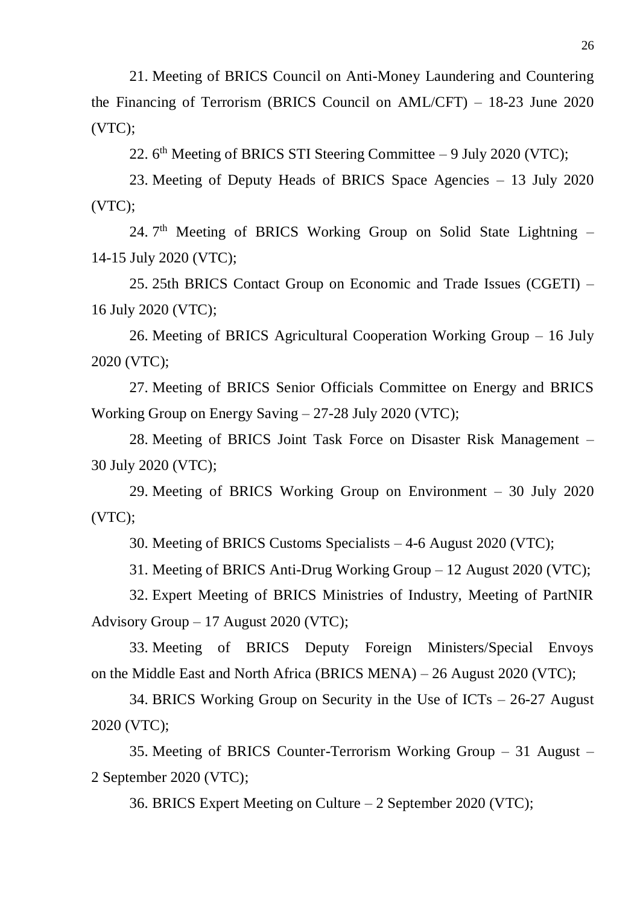21. Meeting of BRICS Council on Anti-Money Laundering and Countering the Financing of Terrorism (BRICS Council on AML/CFT) – 18-23 June 2020 (VTC);

22. 6th Meeting of BRICS STI Steering Committee – 9 July 2020 (VTC);

23. Meeting of Deputy Heads of BRICS Space Agencies – 13 July 2020 (VTC);

24. 7th Meeting of BRICS Working Group on Solid State Lightning – 14-15 July 2020 (VTC);

25. 25th BRICS Contact Group on Economic and Trade Issues (CGETI) – 16 July 2020 (VTC);

26. Meeting of BRICS Agricultural Cooperation Working Group – 16 July 2020 (VTC);

27. Meeting of BRICS Senior Officials Committee on Energy and BRICS Working Group on Energy Saving – 27-28 July 2020 (VTC);

28. Meeting of BRICS Joint Task Force on Disaster Risk Management – 30 July 2020 (VTC);

29. Meeting of BRICS Working Group on Environment – 30 July 2020 (VTC);

30. Meeting of BRICS Customs Specialists – 4-6 August 2020 (VTC);

31. Meeting of BRICS Anti-Drug Working Group – 12 August 2020 (VTC);

32. Expert Meeting of BRICS Ministries of Industry, Meeting of PartNIR Advisory Group – 17 August 2020 (VTC);

33. Meeting of BRICS Deputy Foreign Ministers/Special Envoys on the Middle East and North Africa (BRICS MENA) – 26 August 2020 (VTC);

34. BRICS Working Group on Security in the Use of ICTs – 26-27 August 2020 (VTC);

35. Meeting of BRICS Counter-Terrorism Working Group – 31 August – 2 September 2020 (VTC);

36. BRICS Expert Meeting on Culture – 2 September 2020 (VTC);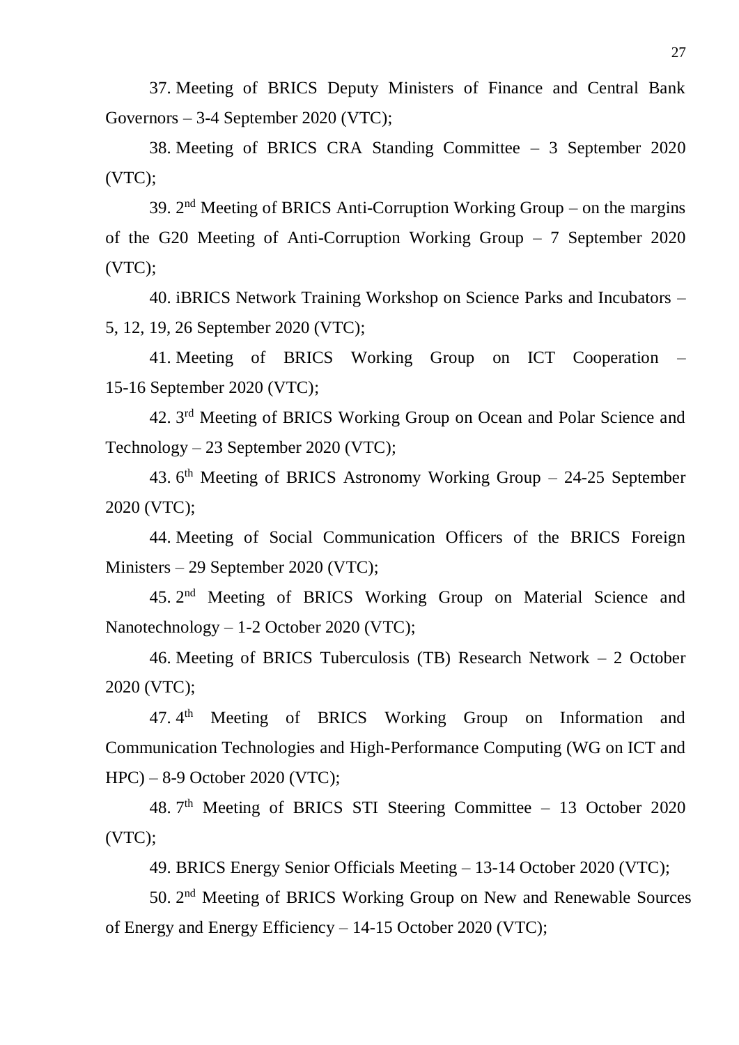37. Meeting of BRICS Deputy Ministers of Finance and Central Bank Governors – 3-4 September 2020 (VTC);

38. Meeting of BRICS CRA Standing Committee – 3 September 2020 (VTC);

39. 2nd Meeting of BRICS Anti-Corruption Working Group – on the margins of the G20 Meeting of Anti-Corruption Working Group – 7 September 2020 (VTC);

40. iBRICS Network Training Workshop on Science Parks and Incubators – 5, 12, 19, 26 September 2020 (VTC);

41. Meeting of BRICS Working Group on ICT Cooperation – 15-16 September 2020 (VTC);

42. 3rd Meeting of BRICS Working Group on Ocean and Polar Science and Technology – 23 September 2020 (VTC);

43. 6th Meeting of BRICS Astronomy Working Group – 24-25 September 2020 (VTC);

44. Meeting of Social Communication Officers of the BRICS Foreign Ministers – 29 September 2020 (VTC);

45. 2nd Meeting of BRICS Working Group on Material Science and Nanotechnology – 1-2 October 2020 (VTC);

46. Meeting of BRICS Tuberculosis (TB) Research Network – 2 October 2020 (VTC);

47. 4th Meeting of BRICS Working Group on Information and Communication Technologies and High-Performance Computing (WG on ICT and HPC) – 8-9 October 2020 (VTC);

48. 7th Meeting of BRICS STI Steering Committee – 13 October 2020 (VTC);

49. BRICS Energy Senior Officials Meeting – 13-14 October 2020 (VTC);

50. 2nd Meeting of BRICS Working Group on New and Renewable Sources of Energy and Energy Efficiency – 14-15 October 2020 (VTC);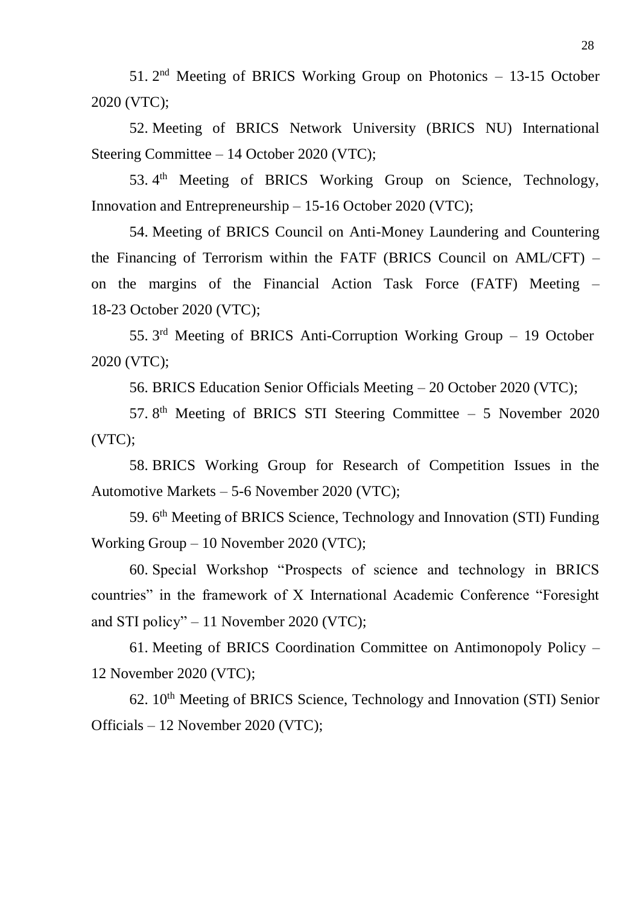51. 2nd Meeting of BRICS Working Group on Photonics – 13-15 October 2020 (VTC);

52. Meeting of BRICS Network University (BRICS NU) International Steering Committee – 14 October 2020 (VTC);

53. 4th Meeting of BRICS Working Group on Science, Technology, Innovation and Entrepreneurship – 15-16 October 2020 (VTC);

54. Meeting of BRICS Council on Anti-Money Laundering and Countering the Financing of Terrorism within the FATF (BRICS Council on AML/CFT) – on the margins of the Financial Action Task Force (FATF) Meeting – 18-23 October 2020 (VTC);

55. 3rd Meeting of BRICS Anti-Corruption Working Group – 19 October 2020 (VTC);

56. BRICS Education Senior Officials Meeting – 20 October 2020 (VTC);

57. 8th Meeting of BRICS STI Steering Committee – 5 November 2020 (VTC);

58. BRICS Working Group for Research of Competition Issues in the Automotive Markets – 5-6 November 2020 (VTC);

59. 6th Meeting of BRICS Science, Technology and Innovation (STI) Funding Working Group – 10 November 2020 (VTC);

60. Special Workshop "Prospects of science and technology in BRICS countries" in the framework of X International Academic Conference "Foresight and STI policy" – 11 November 2020 (VTC);

61. Meeting of BRICS Coordination Committee on Antimonopoly Policy – 12 November 2020 (VTC);

62. 10th Meeting of BRICS Science, Technology and Innovation (STI) Senior Officials – 12 November 2020 (VTC);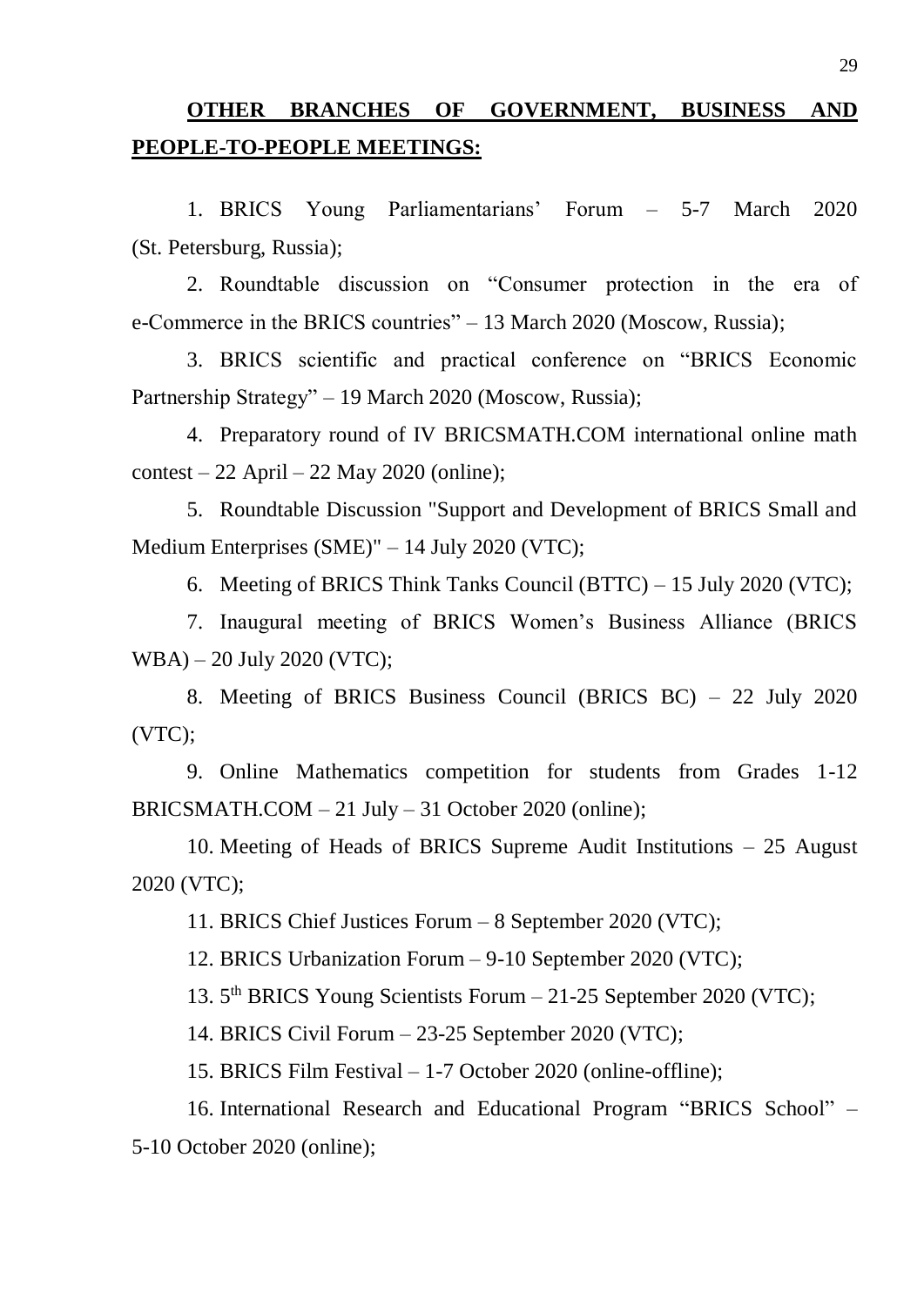## OTHER BRANCHES OF GOVERNMENT, BUSINESS AND PEOPLE-TO-PEOPLE MEETINGS:

1. BRICS Young Parliamentarians' Forum – 5-7 March 2020 (St. Petersburg, Russia);

2. Roundtable discussion on "Consumer protection in the era of e-Commerce in the BRICS countries" – 13 March 2020 (Moscow, Russia);

3. BRICS scientific and practical conference on "BRICS Economic Partnership Strategy" – 19 March 2020 (Moscow, Russia);

4. Preparatory round of IV BRICSMATH.COM international online math contest – 22 April – 22 May 2020 (online);

5. Roundtable Discussion "Support and Development of BRICS Small and Medium Enterprises (SME)" – 14 July 2020 (VTC);

6. Meeting of BRICS Think Tanks Council (BTTC) – 15 July 2020 (VTC);

7. Inaugural meeting of BRICS Women's Business Alliance (BRICS WBA) – 20 July 2020 (VTC);

8. Meeting of BRICS Business Council (BRICS BC) – 22 July 2020 (VTC);

9. Online Mathematics competition for students from Grades 1-12 BRICSMATH.COM – 21 July – 31 October 2020 (online);

10. Meeting of Heads of BRICS Supreme Audit Institutions – 25 August 2020 (VTC);

11. BRICS Chief Justices Forum – 8 September 2020 (VTC);

12. BRICS Urbanization Forum – 9-10 September 2020 (VTC);

13. 5th BRICS Young Scientists Forum – 21-25 September 2020 (VTC);

14. BRICS Civil Forum – 23-25 September 2020 (VTC);

15. BRICS Film Festival – 1-7 October 2020 (online-offline);

16. International Research and Educational Program "BRICS School" – 5-10 October 2020 (online);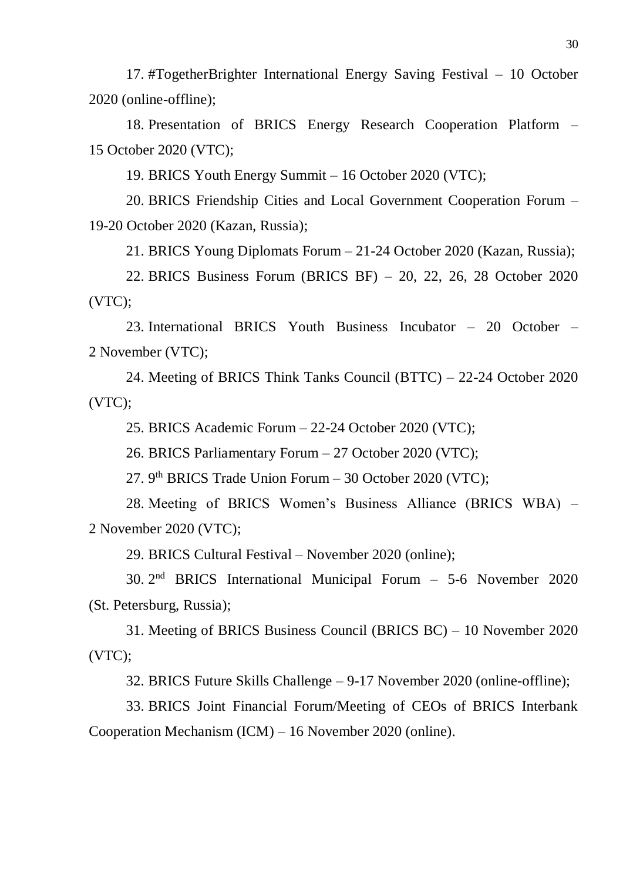17. #TogetherBrighter International Energy Saving Festival – 10 October 2020 (online-offline);

18. Presentation of BRICS Energy Research Cooperation Platform – 15 October 2020 (VTC);

19. BRICS Youth Energy Summit – 16 October 2020 (VTC);

20. BRICS Friendship Cities and Local Government Cooperation Forum – 19-20 October 2020 (Kazan, Russia);

21. BRICS Young Diplomats Forum – 21-24 October 2020 (Kazan, Russia);

22. BRICS Business Forum (BRICS BF) – 20, 22, 26, 28 October 2020 (VTC);

23. International BRICS Youth Business Incubator – 20 October – 2 November (VTC);

24. Meeting of BRICS Think Tanks Council (BTTC) – 22-24 October 2020 (VTC);

25. BRICS Academic Forum – 22-24 October 2020 (VTC);

26. BRICS Parliamentary Forum – 27 October 2020 (VTC);

27. 9th BRICS Trade Union Forum – 30 October 2020 (VTC);

28. Meeting of BRICS Women's Business Alliance (BRICS WBA) – 2 November 2020 (VTC);

29. BRICS Cultural Festival – November 2020 (online);

30. 2nd BRICS International Municipal Forum – 5-6 November 2020 (St. Petersburg, Russia);

31. Meeting of BRICS Business Council (BRICS BC) – 10 November 2020 (VTC);

32. BRICS Future Skills Challenge – 9-17 November 2020 (online-offline);

33. BRICS Joint Financial Forum/Meeting of CEOs of BRICS Interbank Cooperation Mechanism (ICM) – 16 November 2020 (online).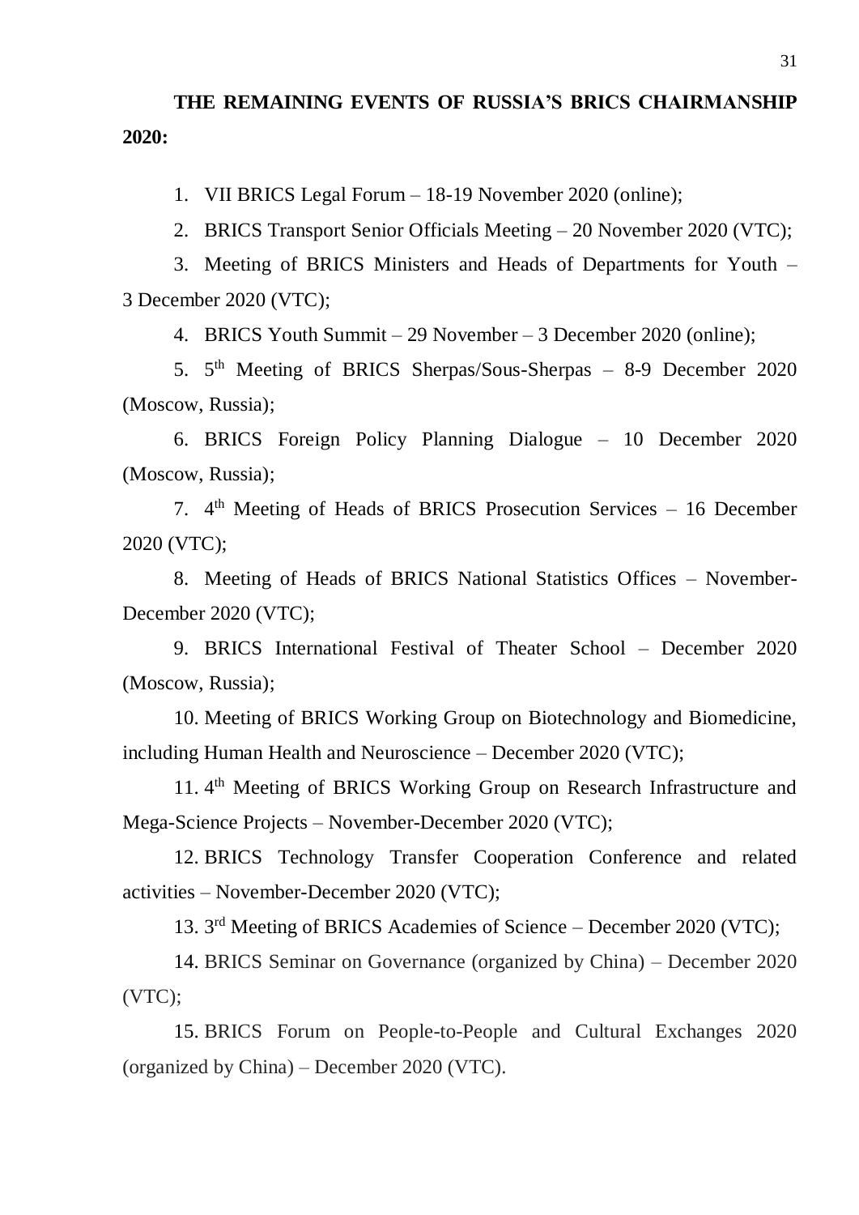**THE REMAINING EVENTS OF RUSSIA'S BRICS CHAIRMANSHIP 2020:**

1. VII BRICS Legal Forum – 18-19 November 2020 (online);
2. BRICS Transport Senior Officials Meeting – 20 November 2020 (VTC);
3. Meeting of BRICS Ministers and Heads of Departments for Youth – 3 December 2020 (VTC);
4. BRICS Youth Summit – 29 November – 3 December 2020 (online);
5. 5th Meeting of BRICS Sherpas/Sous-Sherpas – 8-9 December 2020 (Moscow, Russia);
6. BRICS Foreign Policy Planning Dialogue – 10 December 2020 (Moscow, Russia);
7. 4th Meeting of Heads of BRICS Prosecution Services – 16 December 2020 (VTC);
8. Meeting of Heads of BRICS National Statistics Offices – November-December 2020 (VTC);
9. BRICS International Festival of Theater School – December 2020 (Moscow, Russia);
10. Meeting of BRICS Working Group on Biotechnology and Biomedicine, including Human Health and Neuroscience – December 2020 (VTC);
11. 4th Meeting of BRICS Working Group on Research Infrastructure and Mega-Science Projects – November-December 2020 (VTC);
12. BRICS Technology Transfer Cooperation Conference and related activities – November-December 2020 (VTC);
13. 3rd Meeting of BRICS Academies of Science – December 2020 (VTC);
14. BRICS Seminar on Governance (organized by China) – December 2020 (VTC);
15. BRICS Forum on People-to-People and Cultural Exchanges 2020 (organized by China) – December 2020 (VTC).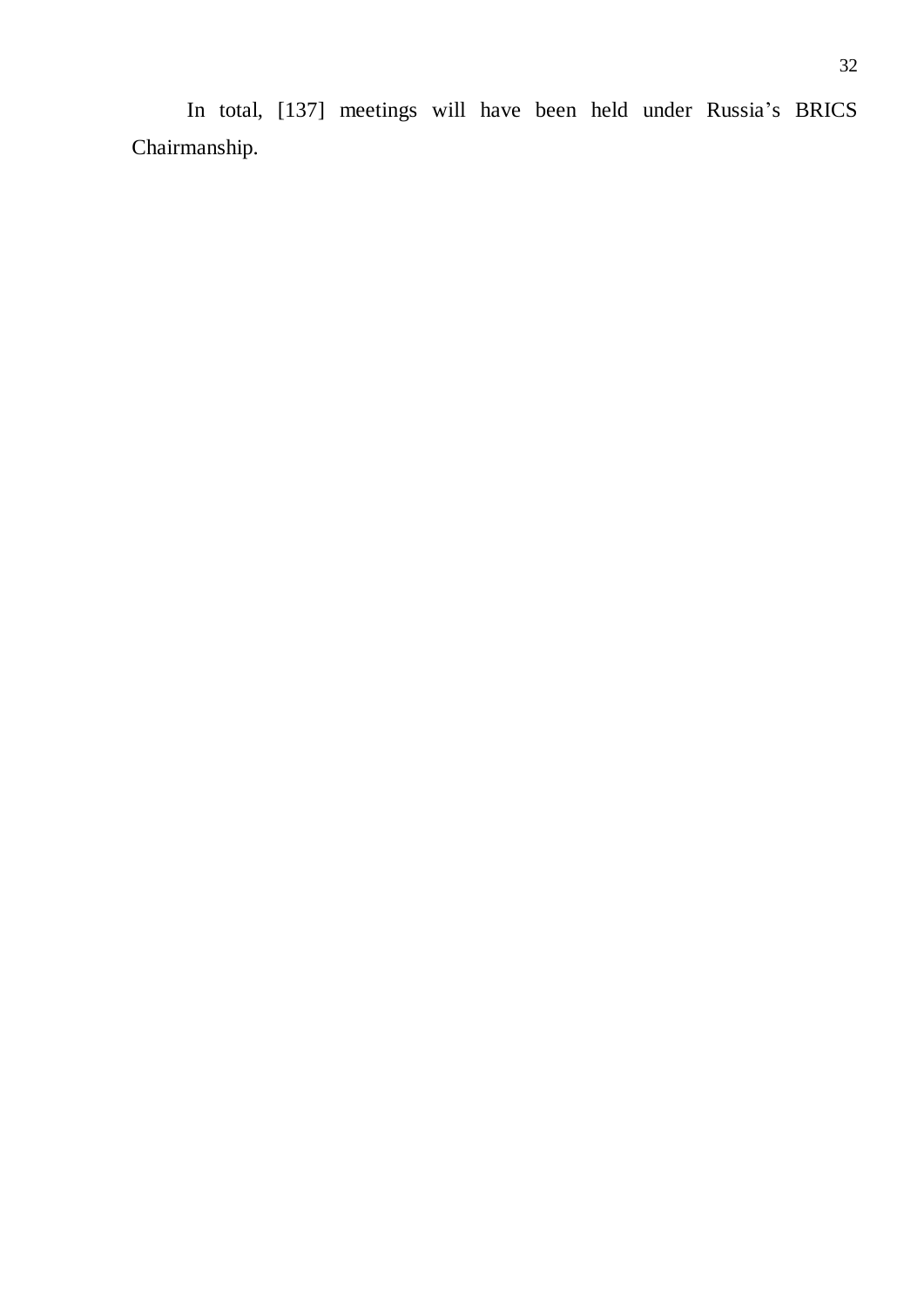In total, [137] meetings will have been held under Russia’s BRICS Chairmanship.